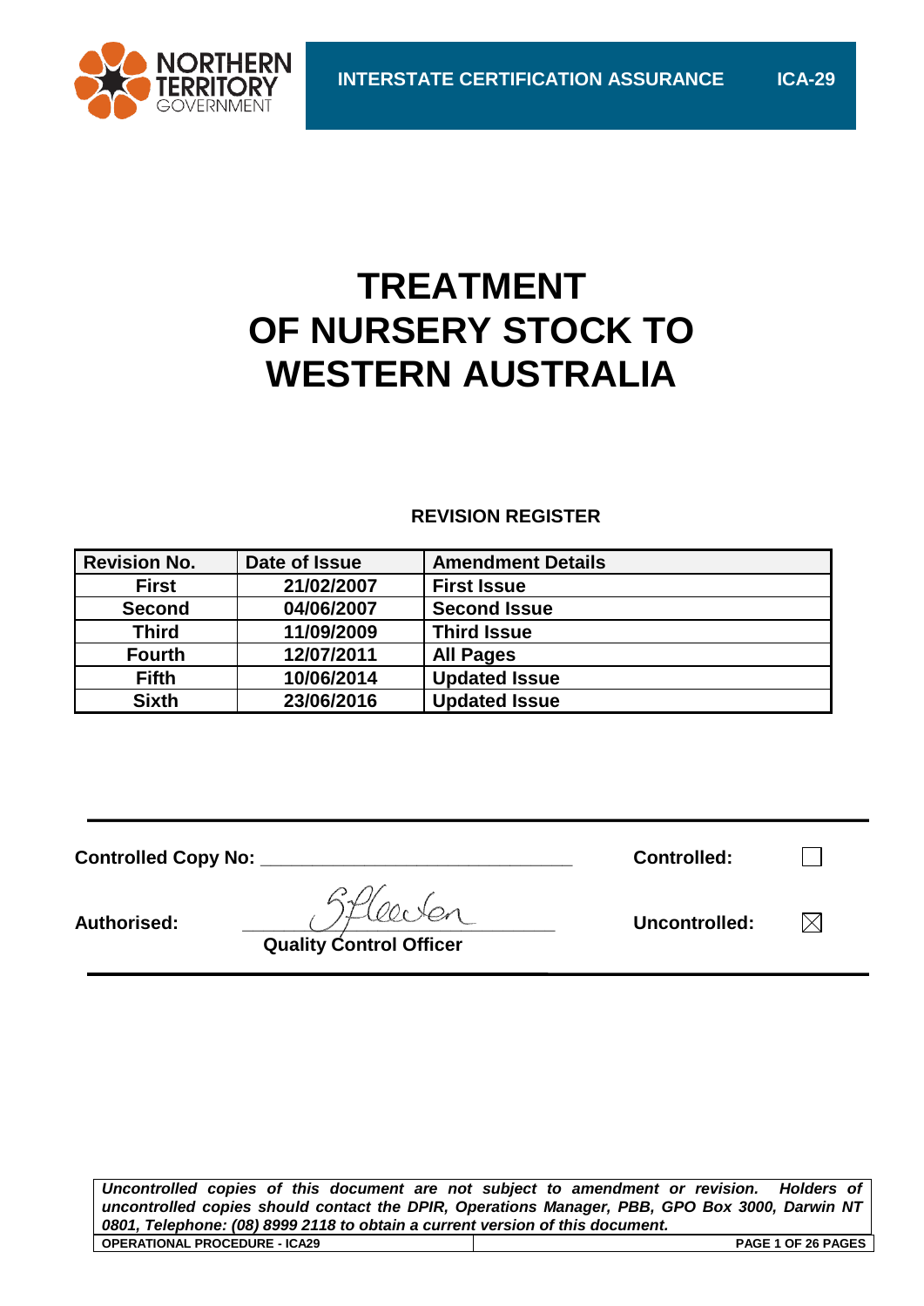NORTHERN TERRITORY GOVERNMENT

INTERSTATE CERTIFICATION ASSURANCE ICA-29

# TREATMENT OF NURSERY STOCK TO WESTERN AUSTRALIA

**REVISION REGISTER**

| Revision No. | Date of Issue | Amendment Details |
|---|---|---|
| First | 21/02/2007 | First Issue |
| Second | 04/06/2007 | Second Issue |
| Third | 11/09/2009 | Third Issue |
| Fourth | 12/07/2011 | All Pages |
| Fifth | 10/06/2014 | Updated Issue |
| Sixth | 23/06/2016 | Updated Issue |

**Controlled Copy No:** ______________________________ **Controlled:** ☐

**Authorised:** ______________________________ **Uncontrolled:** ☒

**Quality Control Officer**

***Uncontrolled copies of this document are not subject to amendment or revision. Holders of uncontrolled copies should contact the DPIR, Operations Manager, PBB, GPO Box 3000, Darwin NT 0801, Telephone: (08) 8999 2118 to obtain a current version of this document.***

**OPERATIONAL PROCEDURE - ICA29**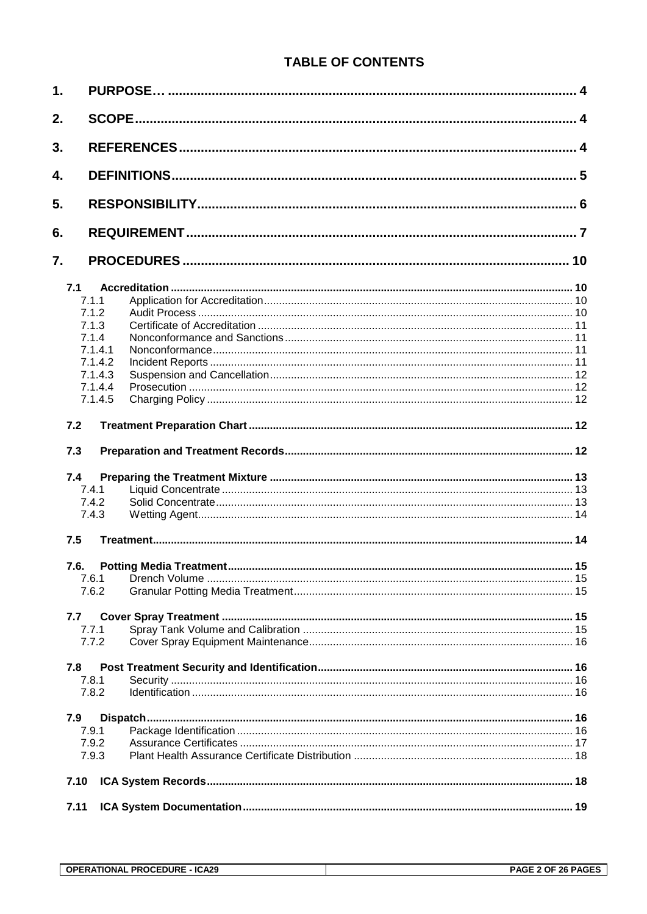## TABLE OF CONTENTS

1. PURPOSE… 4
2. SCOPE 4
3. REFERENCES 4
4. DEFINITIONS 5
5. RESPONSIBILITY 6
6. REQUIREMENT 7
7. PROCEDURES 10

- **7.1 Accreditation** 10
  - 7.1.1 Application for Accreditation 10
  - 7.1.2 Audit Process 10
  - 7.1.3 Certificate of Accreditation 11
  - 7.1.4 Nonconformance and Sanctions 11
  - 7.1.4.1 Nonconformance 11
  - 7.1.4.2 Incident Reports 11
  - 7.1.4.3 Suspension and Cancellation 12
  - 7.1.4.4 Prosecution 12
  - 7.1.4.5 Charging Policy 12
- **7.2 Treatment Preparation Chart** 12
- **7.3 Preparation and Treatment Records** 12
- **7.4 Preparing the Treatment Mixture** 13
  - 7.4.1 Liquid Concentrate 13
  - 7.4.2 Solid Concentrate 13
  - 7.4.3 Wetting Agent 14
- **7.5 Treatment** 14
- **7.6. Potting Media Treatment** 15
  - 7.6.1 Drench Volume 15
  - 7.6.2 Granular Potting Media Treatment 15
- **7.7 Cover Spray Treatment** 15
  - 7.7.1 Spray Tank Volume and Calibration 15
  - 7.7.2 Cover Spray Equipment Maintenance 16
- **7.8 Post Treatment Security and Identification** 16
  - 7.8.1 Security 16
  - 7.8.2 Identification 16
- **7.9 Dispatch** 16
  - 7.9.1 Package Identification 16
  - 7.9.2 Assurance Certificates 17
  - 7.9.3 Plant Health Assurance Certificate Distribution 18
- **7.10 ICA System Records** 18
- **7.11 ICA System Documentation** 19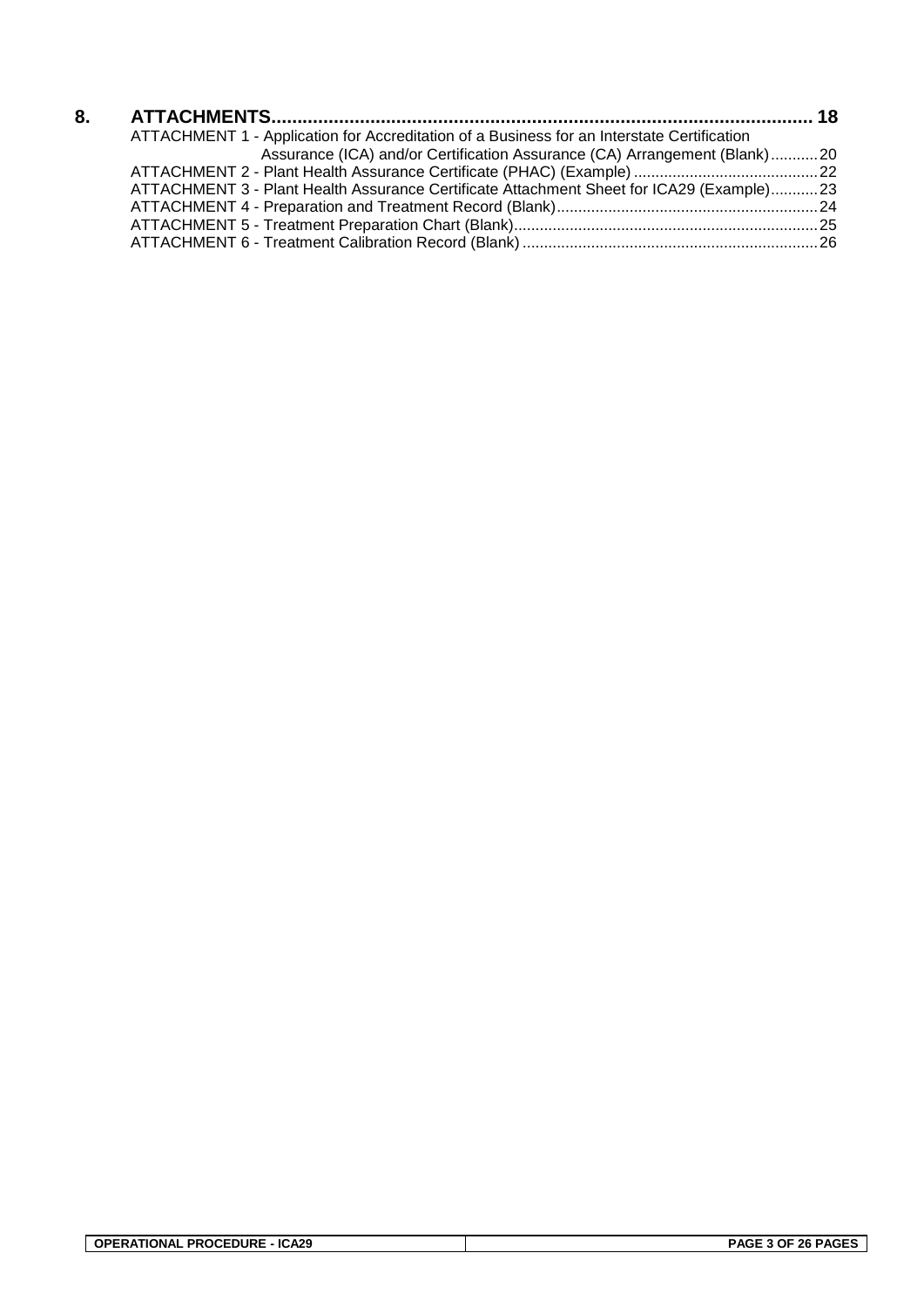**8. ATTACHMENTS........................................................................................................ 18**

ATTACHMENT 1 - Application for Accreditation of a Business for an Interstate Certification Assurance (ICA) and/or Certification Assurance (CA) Arrangement (Blank)...........20

ATTACHMENT 2 - Plant Health Assurance Certificate (PHAC) (Example) ..........................................22

ATTACHMENT 3 - Plant Health Assurance Certificate Attachment Sheet for ICA29 (Example)...........23

ATTACHMENT 4 - Preparation and Treatment Record (Blank)............................................................24

ATTACHMENT 5 - Treatment Preparation Chart (Blank)......................................................................25

ATTACHMENT 6 - Treatment Calibration Record (Blank) ....................................................................26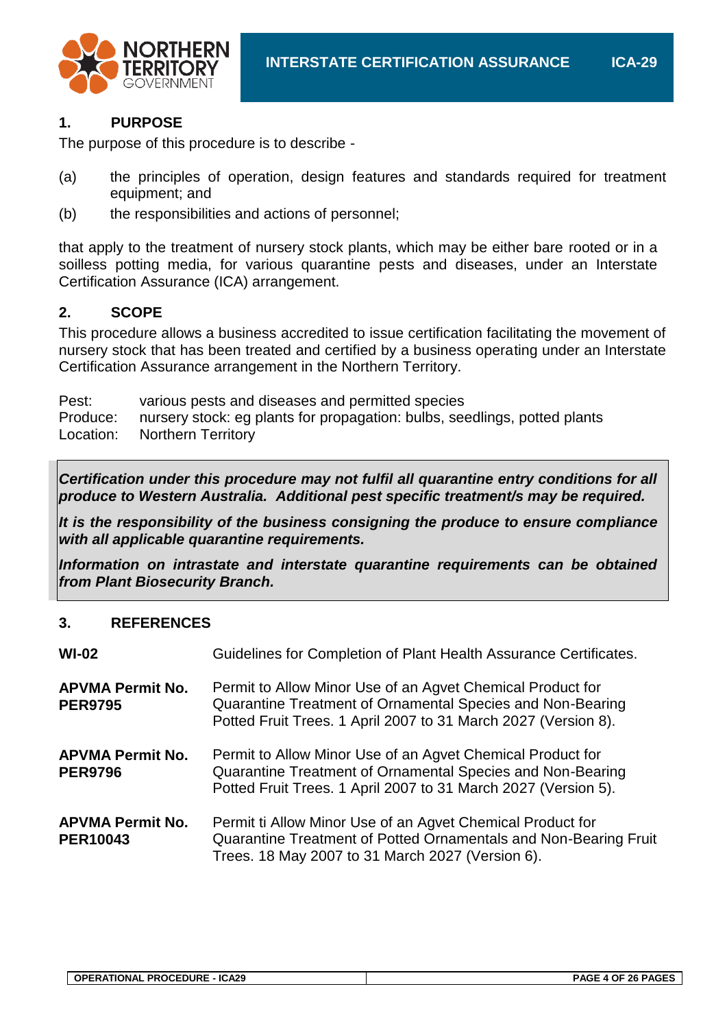## 1. PURPOSE

The purpose of this procedure is to describe -

(a) the principles of operation, design features and standards required for treatment equipment; and

(b) the responsibilities and actions of personnel;

that apply to the treatment of nursery stock plants, which may be either bare rooted or in a soilless potting media, for various quarantine pests and diseases, under an Interstate Certification Assurance (ICA) arrangement.

## 2. SCOPE

This procedure allows a business accredited to issue certification facilitating the movement of nursery stock that has been treated and certified by a business operating under an Interstate Certification Assurance arrangement in the Northern Territory.

Pest: various pests and diseases and permitted species
Produce: nursery stock: eg plants for propagation: bulbs, seedlings, potted plants
Location: Northern Territory

***Certification under this procedure may not fulfil all quarantine entry conditions for all produce to Western Australia. Additional pest specific treatment/s may be required.***

***It is the responsibility of the business consigning the produce to ensure compliance with all applicable quarantine requirements.***

***Information on intrastate and interstate quarantine requirements can be obtained from Plant Biosecurity Branch.***

## 3. REFERENCES

| | |
|---|---|
| **WI-02** | Guidelines for Completion of Plant Health Assurance Certificates. |
| **APVMA Permit No. PER9795** | Permit to Allow Minor Use of an Agvet Chemical Product for Quarantine Treatment of Ornamental Species and Non-Bearing Potted Fruit Trees. 1 April 2007 to 31 March 2027 (Version 8). |
| **APVMA Permit No. PER9796** | Permit to Allow Minor Use of an Agvet Chemical Product for Quarantine Treatment of Ornamental Species and Non-Bearing Potted Fruit Trees. 1 April 2007 to 31 March 2027 (Version 5). |
| **APVMA Permit No. PER10043** | Permit ti Allow Minor Use of an Agvet Chemical Product for Quarantine Treatment of Potted Ornamentals and Non-Bearing Fruit Trees. 18 May 2007 to 31 March 2027 (Version 6). |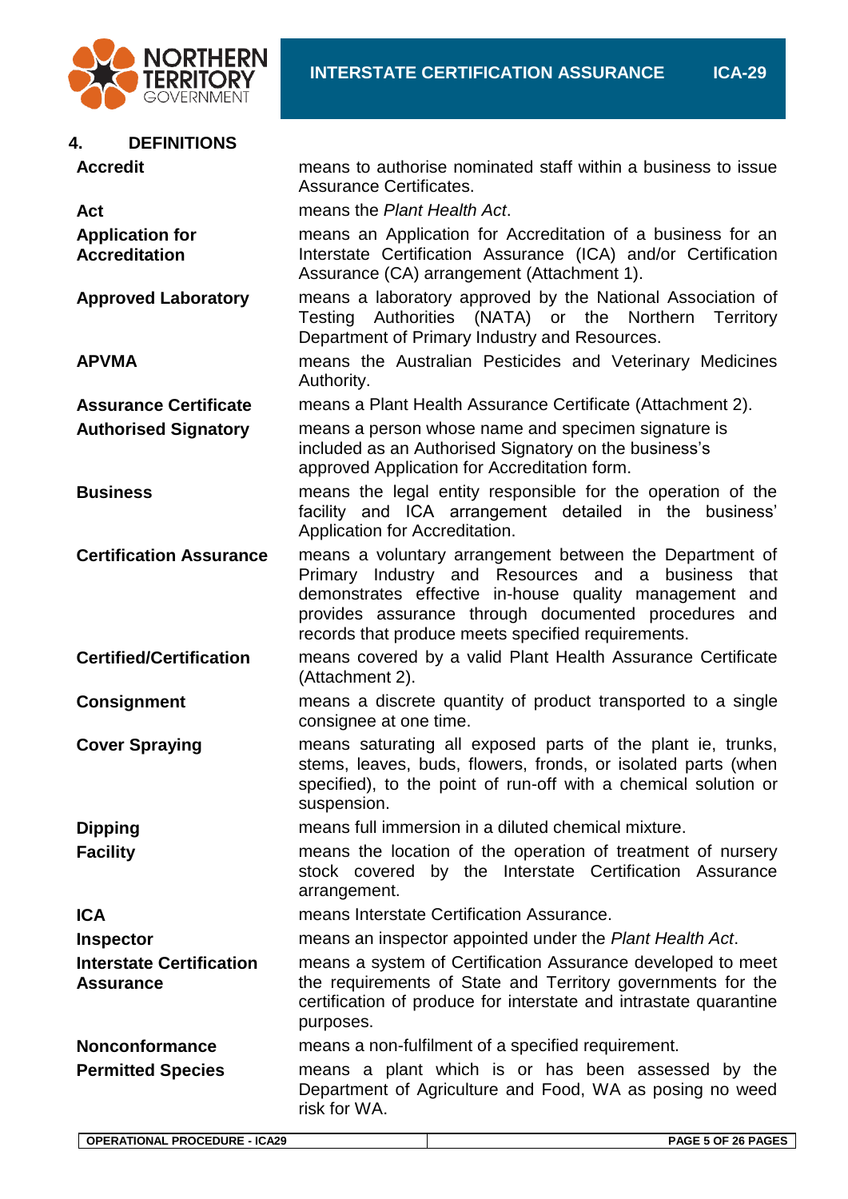## 4. DEFINITIONS

| | |
|---|---|
| **Accredit** | means to authorise nominated staff within a business to issue Assurance Certificates. |
| **Act** | means the *Plant Health Act*. |
| **Application for Accreditation** | means an Application for Accreditation of a business for an Interstate Certification Assurance (ICA) and/or Certification Assurance (CA) arrangement (Attachment 1). |
| **Approved Laboratory** | means a laboratory approved by the National Association of Testing Authorities (NATA) or the Northern Territory Department of Primary Industry and Resources. |
| **APVMA** | means the Australian Pesticides and Veterinary Medicines Authority. |
| **Assurance Certificate** | means a Plant Health Assurance Certificate (Attachment 2). |
| **Authorised Signatory** | means a person whose name and specimen signature is included as an Authorised Signatory on the business's approved Application for Accreditation form. |
| **Business** | means the legal entity responsible for the operation of the facility and ICA arrangement detailed in the business' Application for Accreditation. |
| **Certification Assurance** | means a voluntary arrangement between the Department of Primary Industry and Resources and a business that demonstrates effective in-house quality management and provides assurance through documented procedures and records that produce meets specified requirements. |
| **Certified/Certification** | means covered by a valid Plant Health Assurance Certificate (Attachment 2). |
| **Consignment** | means a discrete quantity of product transported to a single consignee at one time. |
| **Cover Spraying** | means saturating all exposed parts of the plant ie, trunks, stems, leaves, buds, flowers, fronds, or isolated parts (when specified), to the point of run-off with a chemical solution or suspension. |
| **Dipping** | means full immersion in a diluted chemical mixture. |
| **Facility** | means the location of the operation of treatment of nursery stock covered by the Interstate Certification Assurance arrangement. |
| **ICA** | means Interstate Certification Assurance. |
| **Inspector** | means an inspector appointed under the *Plant Health Act*. |
| **Interstate Certification Assurance** | means a system of Certification Assurance developed to meet the requirements of State and Territory governments for the certification of produce for interstate and intrastate quarantine purposes. |
| **Nonconformance** | means a non-fulfilment of a specified requirement. |
| **Permitted Species** | means a plant which is or has been assessed by the Department of Agriculture and Food, WA as posing no weed risk for WA. |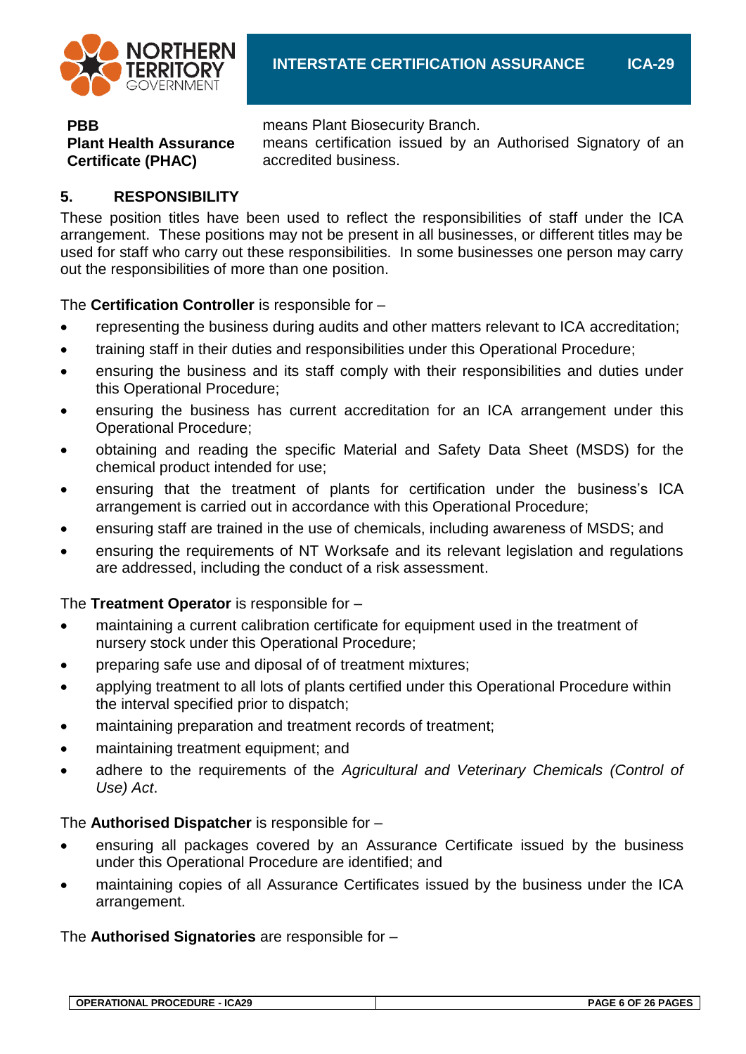| | |
|---|---|
| **PBB** | means Plant Biosecurity Branch. |
| **Plant Health Assurance Certificate (PHAC)** | means certification issued by an Authorised Signatory of an accredited business. |

## 5. RESPONSIBILITY

These position titles have been used to reflect the responsibilities of staff under the ICA arrangement. These positions may not be present in all businesses, or different titles may be used for staff who carry out these responsibilities. In some businesses one person may carry out the responsibilities of more than one position.

The **Certification Controller** is responsible for –

- representing the business during audits and other matters relevant to ICA accreditation;
- training staff in their duties and responsibilities under this Operational Procedure;
- ensuring the business and its staff comply with their responsibilities and duties under this Operational Procedure;
- ensuring the business has current accreditation for an ICA arrangement under this Operational Procedure;
- obtaining and reading the specific Material and Safety Data Sheet (MSDS) for the chemical product intended for use;
- ensuring that the treatment of plants for certification under the business's ICA arrangement is carried out in accordance with this Operational Procedure;
- ensuring staff are trained in the use of chemicals, including awareness of MSDS; and
- ensuring the requirements of NT Worksafe and its relevant legislation and regulations are addressed, including the conduct of a risk assessment.

The **Treatment Operator** is responsible for –

- maintaining a current calibration certificate for equipment used in the treatment of nursery stock under this Operational Procedure;
- preparing safe use and diposal of of treatment mixtures;
- applying treatment to all lots of plants certified under this Operational Procedure within the interval specified prior to dispatch;
- maintaining preparation and treatment records of treatment;
- maintaining treatment equipment; and
- adhere to the requirements of the *Agricultural and Veterinary Chemicals (Control of Use) Act*.

The **Authorised Dispatcher** is responsible for –

- ensuring all packages covered by an Assurance Certificate issued by the business under this Operational Procedure are identified; and
- maintaining copies of all Assurance Certificates issued by the business under the ICA arrangement.

The **Authorised Signatories** are responsible for –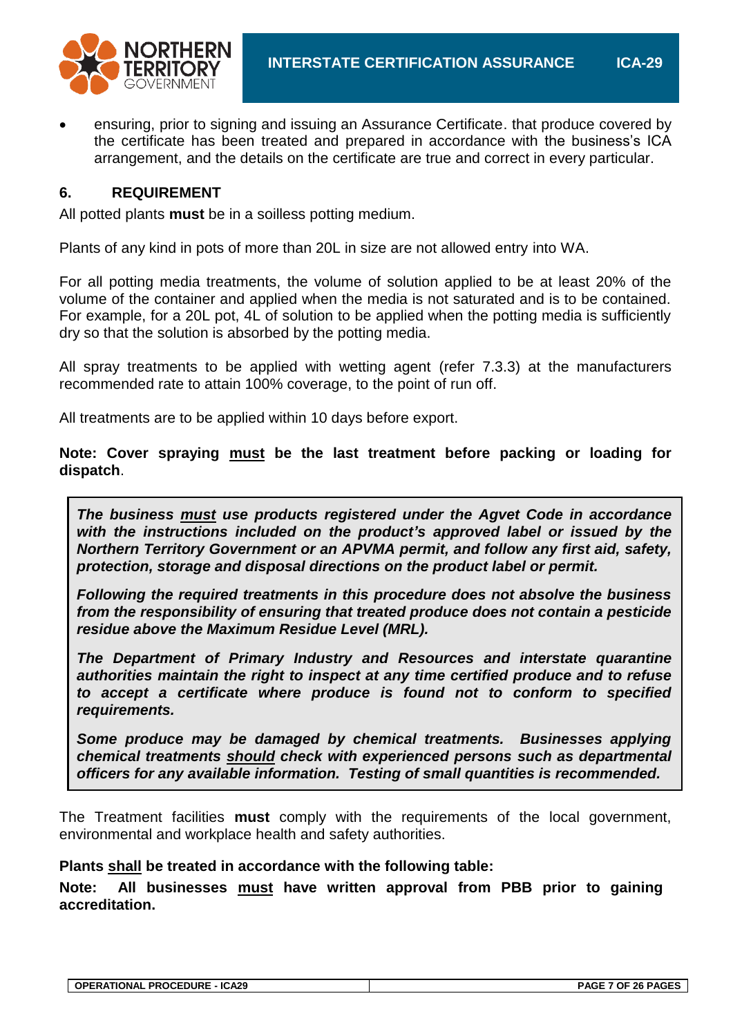- ensuring, prior to signing and issuing an Assurance Certificate. that produce covered by the certificate has been treated and prepared in accordance with the business's ICA arrangement, and the details on the certificate are true and correct in every particular.

## 6. REQUIREMENT

All potted plants **must** be in a soilless potting medium.

Plants of any kind in pots of more than 20L in size are not allowed entry into WA.

For all potting media treatments, the volume of solution applied to be at least 20% of the volume of the container and applied when the media is not saturated and is to be contained. For example, for a 20L pot, 4L of solution to be applied when the potting media is sufficiently dry so that the solution is absorbed by the potting media.

All spray treatments to be applied with wetting agent (refer 7.3.3) at the manufacturers recommended rate to attain 100% coverage, to the point of run off.

All treatments are to be applied within 10 days before export.

**Note: Cover spraying must be the last treatment before packing or loading for dispatch**.

> ***The business must use products registered under the Agvet Code in accordance with the instructions included on the product's approved label or issued by the Northern Territory Government or an APVMA permit, and follow any first aid, safety, protection, storage and disposal directions on the product label or permit.***
>
> ***Following the required treatments in this procedure does not absolve the business from the responsibility of ensuring that treated produce does not contain a pesticide residue above the Maximum Residue Level (MRL).***
>
> ***The Department of Primary Industry and Resources and interstate quarantine authorities maintain the right to inspect at any time certified produce and to refuse to accept a certificate where produce is found not to conform to specified requirements.***
>
> ***Some produce may be damaged by chemical treatments. Businesses applying chemical treatments should check with experienced persons such as departmental officers for any available information. Testing of small quantities is recommended.***

The Treatment facilities **must** comply with the requirements of the local government, environmental and workplace health and safety authorities.

**Plants shall be treated in accordance with the following table:**

**Note: All businesses must have written approval from PBB prior to gaining accreditation.**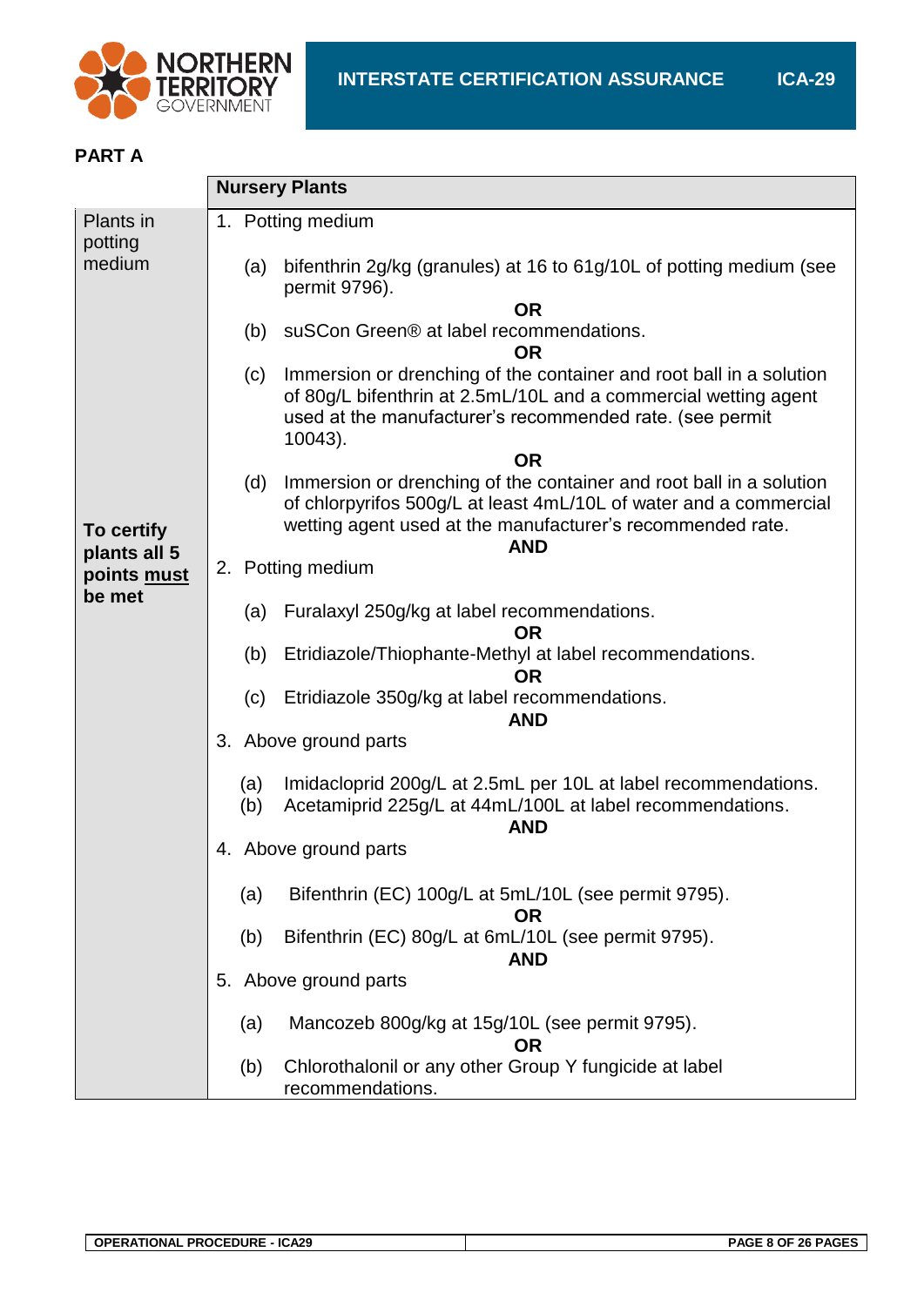## PART A

| | Nursery Plants |
|---|---|
| Plants in potting medium<br><br>**To certify plants all 5 points must be met** | 1. Potting medium<br><br>(a) bifenthrin 2g/kg (granules) at 16 to 61g/10L of potting medium (see permit 9796).<br>**OR**<br>(b) suSCon Green® at label recommendations.<br>**OR**<br>(c) Immersion or drenching of the container and root ball in a solution of 80g/L bifenthrin at 2.5mL/10L and a commercial wetting agent used at the manufacturer's recommended rate. (see permit 10043).<br>**OR**<br>(d) Immersion or drenching of the container and root ball in a solution of chlorpyrifos 500g/L at least 4mL/10L of water and a commercial wetting agent used at the manufacturer's recommended rate.<br>**AND**<br>2. Potting medium<br><br>(a) Furalaxyl 250g/kg at label recommendations.<br>**OR**<br>(b) Etridiazole/Thiophante-Methyl at label recommendations.<br>**OR**<br>(c) Etridiazole 350g/kg at label recommendations.<br>**AND**<br>3. Above ground parts<br><br>(a) Imidacloprid 200g/L at 2.5mL per 10L at label recommendations.<br>(b) Acetamiprid 225g/L at 44mL/100L at label recommendations.<br>**AND**<br>4. Above ground parts<br><br>(a) Bifenthrin (EC) 100g/L at 5mL/10L (see permit 9795).<br>**OR**<br>(b) Bifenthrin (EC) 80g/L at 6mL/10L (see permit 9795).<br>**AND**<br>5. Above ground parts<br><br>(a) Mancozeb 800g/kg at 15g/10L (see permit 9795).<br>**OR**<br>(b) Chlorothalonil or any other Group Y fungicide at label recommendations. |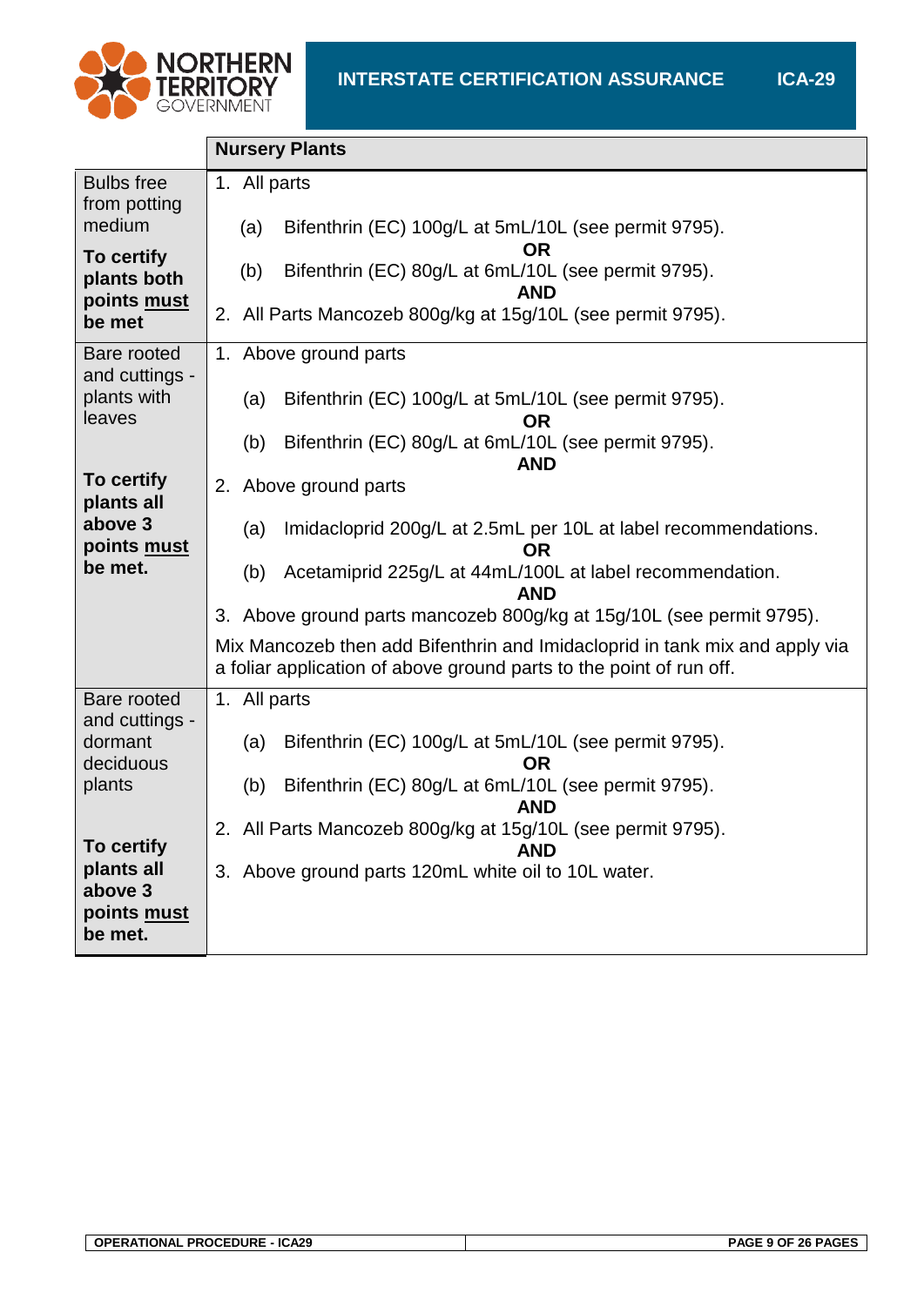| | Nursery Plants |
|---|---|
| Bulbs free from potting medium<br><br>**To certify plants both points <u>must</u> be met** | 1. All parts<br><br>(a) Bifenthrin (EC) 100g/L at 5mL/10L (see permit 9795).<br>**OR**<br>(b) Bifenthrin (EC) 80g/L at 6mL/10L (see permit 9795).<br>**AND**<br>2. All Parts Mancozeb 800g/kg at 15g/10L (see permit 9795). |
| Bare rooted and cuttings - plants with leaves<br><br>**To certify plants all above 3 points <u>must</u> be met.** | 1. Above ground parts<br><br>(a) Bifenthrin (EC) 100g/L at 5mL/10L (see permit 9795).<br>**OR**<br>(b) Bifenthrin (EC) 80g/L at 6mL/10L (see permit 9795).<br>**AND**<br>2. Above ground parts<br><br>(a) Imidacloprid 200g/L at 2.5mL per 10L at label recommendations.<br>**OR**<br>(b) Acetamiprid 225g/L at 44mL/100L at label recommendation.<br>**AND**<br>3. Above ground parts mancozeb 800g/kg at 15g/10L (see permit 9795).<br><br>Mix Mancozeb then add Bifenthrin and Imidacloprid in tank mix and apply via a foliar application of above ground parts to the point of run off. |
| Bare rooted and cuttings - dormant deciduous plants<br><br>**To certify plants all above 3 points <u>must</u> be met.** | 1. All parts<br><br>(a) Bifenthrin (EC) 100g/L at 5mL/10L (see permit 9795).<br>**OR**<br>(b) Bifenthrin (EC) 80g/L at 6mL/10L (see permit 9795).<br>**AND**<br>2. All Parts Mancozeb 800g/kg at 15g/10L (see permit 9795).<br>**AND**<br>3. Above ground parts 120mL white oil to 10L water. |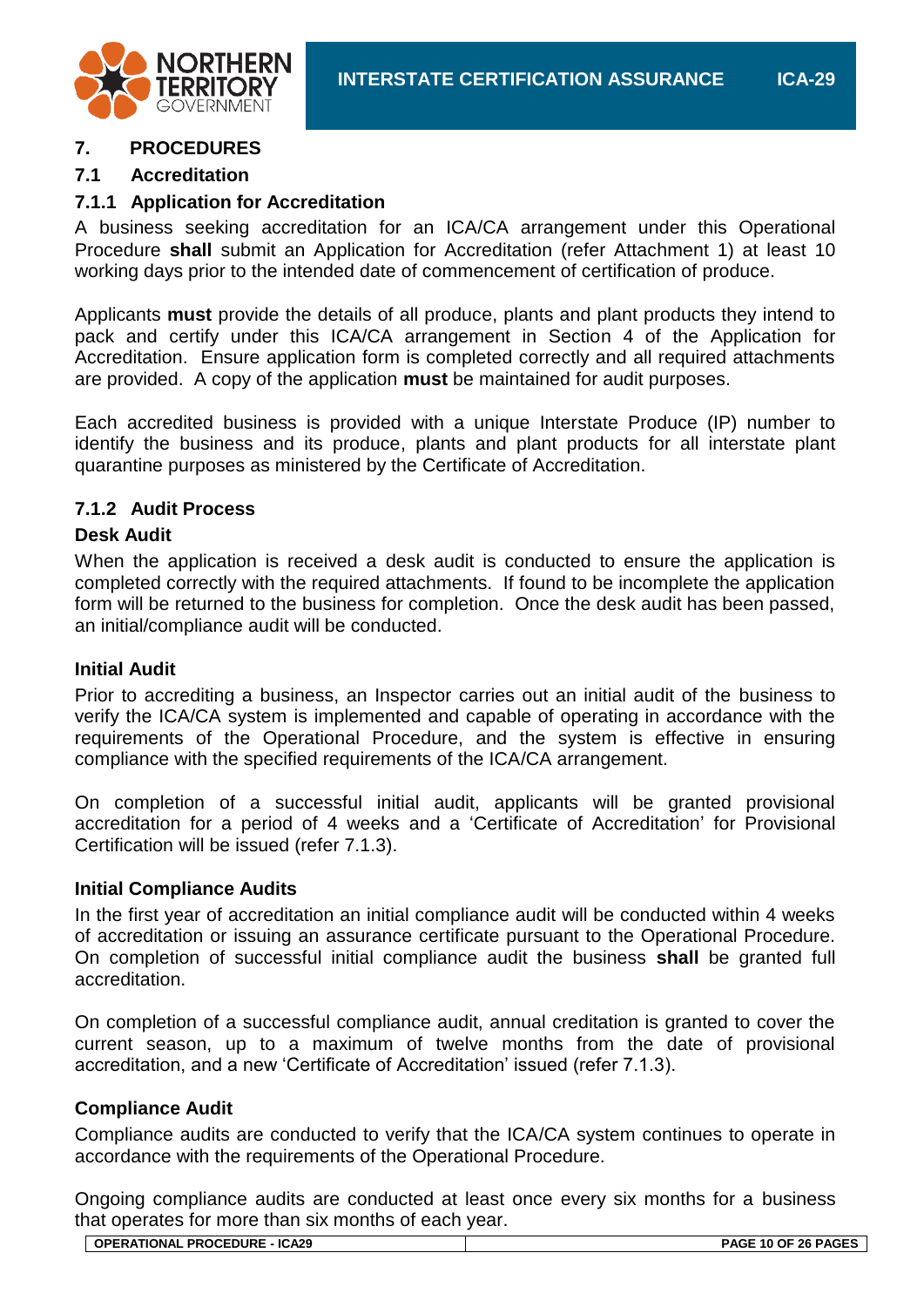# 7. PROCEDURES

## 7.1 Accreditation

### 7.1.1 Application for Accreditation

A business seeking accreditation for an ICA/CA arrangement under this Operational Procedure **shall** submit an Application for Accreditation (refer Attachment 1) at least 10 working days prior to the intended date of commencement of certification of produce.

Applicants **must** provide the details of all produce, plants and plant products they intend to pack and certify under this ICA/CA arrangement in Section 4 of the Application for Accreditation. Ensure application form is completed correctly and all required attachments are provided. A copy of the application **must** be maintained for audit purposes.

Each accredited business is provided with a unique Interstate Produce (IP) number to identify the business and its produce, plants and plant products for all interstate plant quarantine purposes as ministered by the Certificate of Accreditation.

### 7.1.2 Audit Process

**Desk Audit**

When the application is received a desk audit is conducted to ensure the application is completed correctly with the required attachments. If found to be incomplete the application form will be returned to the business for completion. Once the desk audit has been passed, an initial/compliance audit will be conducted.

**Initial Audit**

Prior to accrediting a business, an Inspector carries out an initial audit of the business to verify the ICA/CA system is implemented and capable of operating in accordance with the requirements of the Operational Procedure, and the system is effective in ensuring compliance with the specified requirements of the ICA/CA arrangement.

On completion of a successful initial audit, applicants will be granted provisional accreditation for a period of 4 weeks and a 'Certificate of Accreditation' for Provisional Certification will be issued (refer 7.1.3).

**Initial Compliance Audits**

In the first year of accreditation an initial compliance audit will be conducted within 4 weeks of accreditation or issuing an assurance certificate pursuant to the Operational Procedure. On completion of successful initial compliance audit the business **shall** be granted full accreditation.

On completion of a successful compliance audit, annual creditation is granted to cover the current season, up to a maximum of twelve months from the date of provisional accreditation, and a new 'Certificate of Accreditation' issued (refer 7.1.3).

**Compliance Audit**

Compliance audits are conducted to verify that the ICA/CA system continues to operate in accordance with the requirements of the Operational Procedure.

Ongoing compliance audits are conducted at least once every six months for a business that operates for more than six months of each year.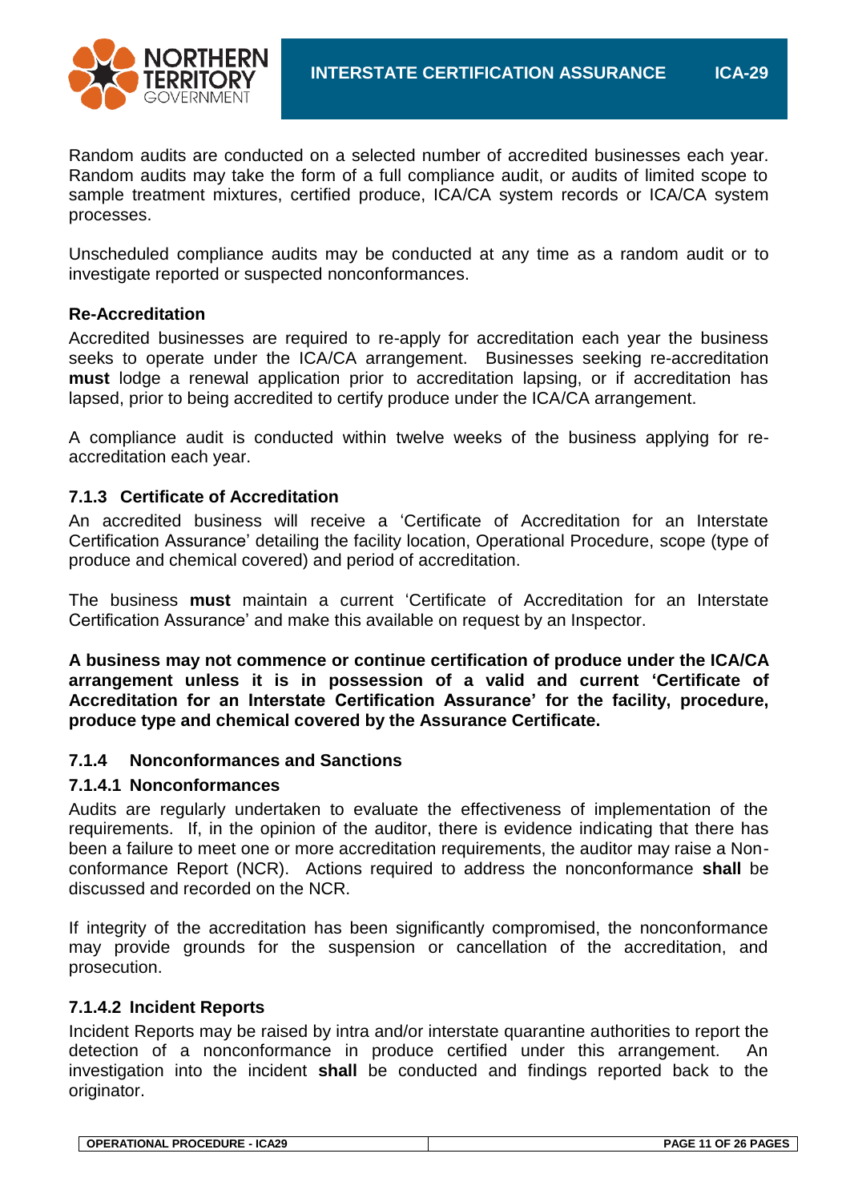Random audits are conducted on a selected number of accredited businesses each year. Random audits may take the form of a full compliance audit, or audits of limited scope to sample treatment mixtures, certified produce, ICA/CA system records or ICA/CA system processes.

Unscheduled compliance audits may be conducted at any time as a random audit or to investigate reported or suspected nonconformances.

**Re-Accreditation**

Accredited businesses are required to re-apply for accreditation each year the business seeks to operate under the ICA/CA arrangement. Businesses seeking re-accreditation **must** lodge a renewal application prior to accreditation lapsing, or if accreditation has lapsed, prior to being accredited to certify produce under the ICA/CA arrangement.

A compliance audit is conducted within twelve weeks of the business applying for re-accreditation each year.

### 7.1.3 Certificate of Accreditation

An accredited business will receive a 'Certificate of Accreditation for an Interstate Certification Assurance' detailing the facility location, Operational Procedure, scope (type of produce and chemical covered) and period of accreditation.

The business **must** maintain a current 'Certificate of Accreditation for an Interstate Certification Assurance' and make this available on request by an Inspector.

**A business may not commence or continue certification of produce under the ICA/CA arrangement unless it is in possession of a valid and current 'Certificate of Accreditation for an Interstate Certification Assurance' for the facility, procedure, produce type and chemical covered by the Assurance Certificate.**

### 7.1.4 Nonconformances and Sanctions

#### 7.1.4.1 Nonconformances

Audits are regularly undertaken to evaluate the effectiveness of implementation of the requirements. If, in the opinion of the auditor, there is evidence indicating that there has been a failure to meet one or more accreditation requirements, the auditor may raise a Non-conformance Report (NCR). Actions required to address the nonconformance **shall** be discussed and recorded on the NCR.

If integrity of the accreditation has been significantly compromised, the nonconformance may provide grounds for the suspension or cancellation of the accreditation, and prosecution.

#### 7.1.4.2 Incident Reports

Incident Reports may be raised by intra and/or interstate quarantine authorities to report the detection of a nonconformance in produce certified under this arrangement. An investigation into the incident **shall** be conducted and findings reported back to the originator.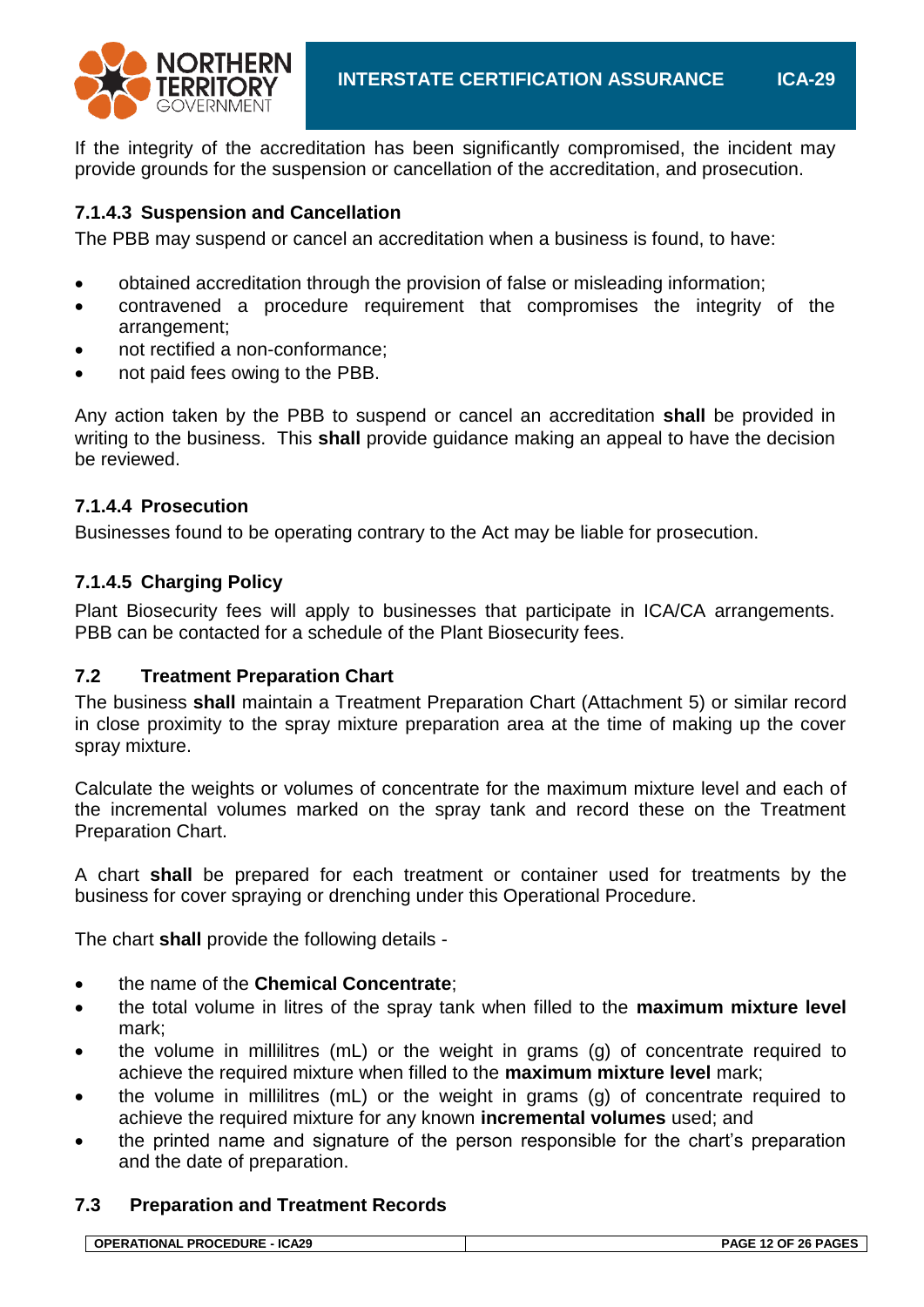If the integrity of the accreditation has been significantly compromised, the incident may provide grounds for the suspension or cancellation of the accreditation, and prosecution.

#### 7.1.4.3 Suspension and Cancellation

The PBB may suspend or cancel an accreditation when a business is found, to have:

- obtained accreditation through the provision of false or misleading information;
- contravened a procedure requirement that compromises the integrity of the arrangement;
- not rectified a non-conformance;
- not paid fees owing to the PBB.

Any action taken by the PBB to suspend or cancel an accreditation **shall** be provided in writing to the business. This **shall** provide guidance making an appeal to have the decision be reviewed.

#### 7.1.4.4 Prosecution

Businesses found to be operating contrary to the Act may be liable for prosecution.

#### 7.1.4.5 Charging Policy

Plant Biosecurity fees will apply to businesses that participate in ICA/CA arrangements. PBB can be contacted for a schedule of the Plant Biosecurity fees.

### 7.2 Treatment Preparation Chart

The business **shall** maintain a Treatment Preparation Chart (Attachment 5) or similar record in close proximity to the spray mixture preparation area at the time of making up the cover spray mixture.

Calculate the weights or volumes of concentrate for the maximum mixture level and each of the incremental volumes marked on the spray tank and record these on the Treatment Preparation Chart.

A chart **shall** be prepared for each treatment or container used for treatments by the business for cover spraying or drenching under this Operational Procedure.

The chart **shall** provide the following details -

- the name of the **Chemical Concentrate**;
- the total volume in litres of the spray tank when filled to the **maximum mixture level** mark;
- the volume in millilitres (mL) or the weight in grams (g) of concentrate required to achieve the required mixture when filled to the **maximum mixture level** mark;
- the volume in millilitres (mL) or the weight in grams (g) of concentrate required to achieve the required mixture for any known **incremental volumes** used; and
- the printed name and signature of the person responsible for the chart's preparation and the date of preparation.

### 7.3 Preparation and Treatment Records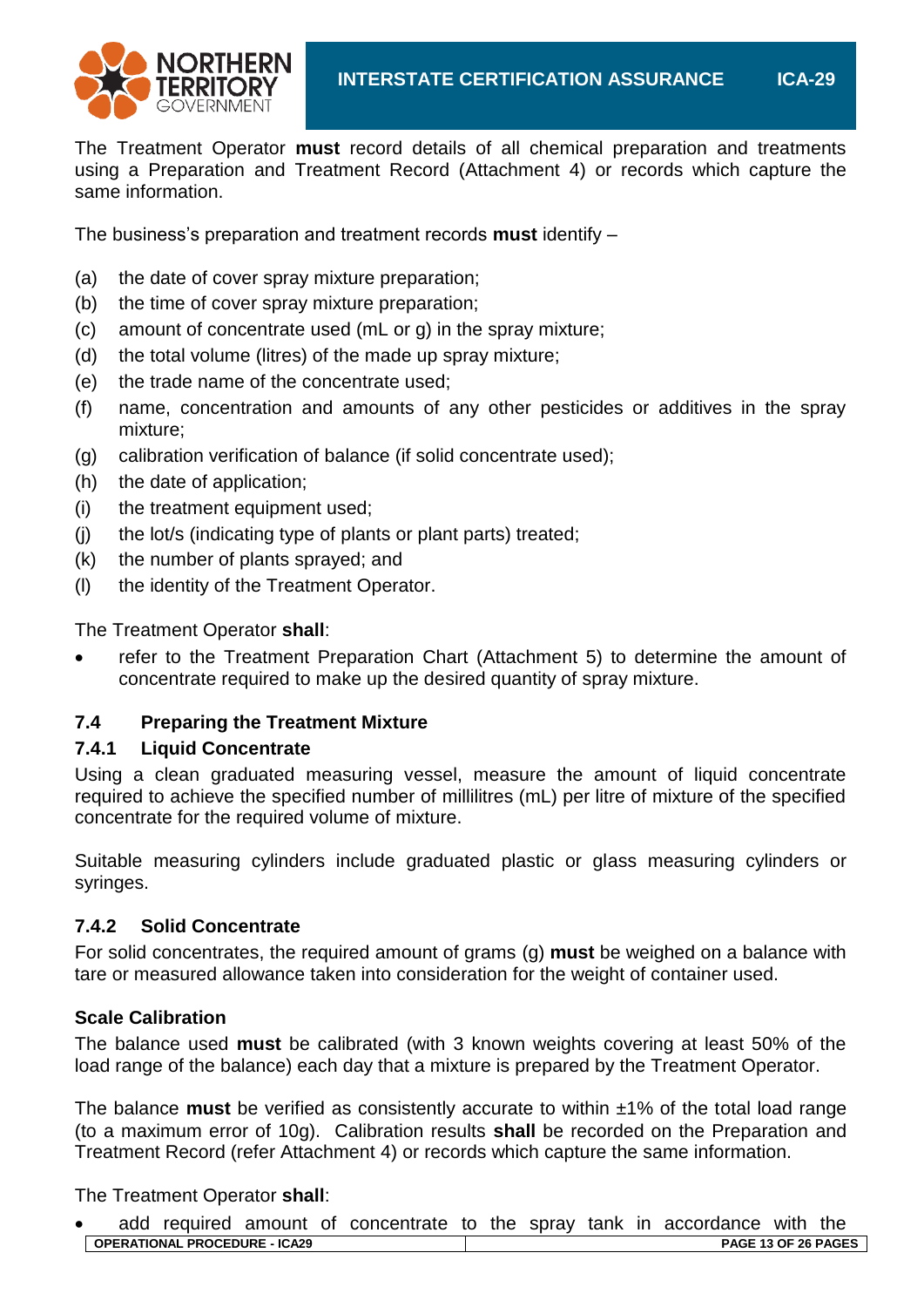The Treatment Operator **must** record details of all chemical preparation and treatments using a Preparation and Treatment Record (Attachment 4) or records which capture the same information.

The business's preparation and treatment records **must** identify –

(a) the date of cover spray mixture preparation;
(b) the time of cover spray mixture preparation;
(c) amount of concentrate used (mL or g) in the spray mixture;
(d) the total volume (litres) of the made up spray mixture;
(e) the trade name of the concentrate used;
(f) name, concentration and amounts of any other pesticides or additives in the spray mixture;
(g) calibration verification of balance (if solid concentrate used);
(h) the date of application;
(i) the treatment equipment used;
(j) the lot/s (indicating type of plants or plant parts) treated;
(k) the number of plants sprayed; and
(l) the identity of the Treatment Operator.

The Treatment Operator **shall**:

- refer to the Treatment Preparation Chart (Attachment 5) to determine the amount of concentrate required to make up the desired quantity of spray mixture.

### 7.4 Preparing the Treatment Mixture

#### 7.4.1 Liquid Concentrate

Using a clean graduated measuring vessel, measure the amount of liquid concentrate required to achieve the specified number of millilitres (mL) per litre of mixture of the specified concentrate for the required volume of mixture.

Suitable measuring cylinders include graduated plastic or glass measuring cylinders or syringes.

#### 7.4.2 Solid Concentrate

For solid concentrates, the required amount of grams (g) **must** be weighed on a balance with tare or measured allowance taken into consideration for the weight of container used.

**Scale Calibration**

The balance used **must** be calibrated (with 3 known weights covering at least 50% of the load range of the balance) each day that a mixture is prepared by the Treatment Operator.

The balance **must** be verified as consistently accurate to within ±1% of the total load range (to a maximum error of 10g). Calibration results **shall** be recorded on the Preparation and Treatment Record (refer Attachment 4) or records which capture the same information.

The Treatment Operator **shall**:

- add required amount of concentrate to the spray tank in accordance with the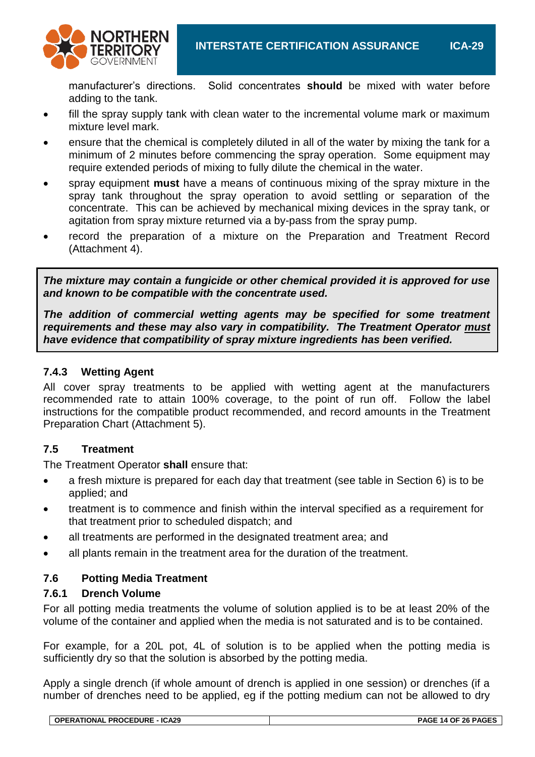manufacturer's directions. Solid concentrates **should** be mixed with water before adding to the tank.

- fill the spray supply tank with clean water to the incremental volume mark or maximum mixture level mark.
- ensure that the chemical is completely diluted in all of the water by mixing the tank for a minimum of 2 minutes before commencing the spray operation. Some equipment may require extended periods of mixing to fully dilute the chemical in the water.
- spray equipment **must** have a means of continuous mixing of the spray mixture in the spray tank throughout the spray operation to avoid settling or separation of the concentrate. This can be achieved by mechanical mixing devices in the spray tank, or agitation from spray mixture returned via a by-pass from the spray pump.
- record the preparation of a mixture on the Preparation and Treatment Record (Attachment 4).

> ***The mixture may contain a fungicide or other chemical provided it is approved for use and known to be compatible with the concentrate used.***
>
> ***The addition of commercial wetting agents may be specified for some treatment requirements and these may also vary in compatibility. The Treatment Operator must have evidence that compatibility of spray mixture ingredients has been verified.***

### 7.4.3 Wetting Agent

All cover spray treatments to be applied with wetting agent at the manufacturers recommended rate to attain 100% coverage, to the point of run off. Follow the label instructions for the compatible product recommended, and record amounts in the Treatment Preparation Chart (Attachment 5).

## 7.5 Treatment

The Treatment Operator **shall** ensure that:

- a fresh mixture is prepared for each day that treatment (see table in Section 6) is to be applied; and
- treatment is to commence and finish within the interval specified as a requirement for that treatment prior to scheduled dispatch; and
- all treatments are performed in the designated treatment area; and
- all plants remain in the treatment area for the duration of the treatment.

## 7.6 Potting Media Treatment

### 7.6.1 Drench Volume

For all potting media treatments the volume of solution applied is to be at least 20% of the volume of the container and applied when the media is not saturated and is to be contained.

For example, for a 20L pot, 4L of solution is to be applied when the potting media is sufficiently dry so that the solution is absorbed by the potting media.

Apply a single drench (if whole amount of drench is applied in one session) or drenches (if a number of drenches need to be applied, eg if the potting medium can not be allowed to dry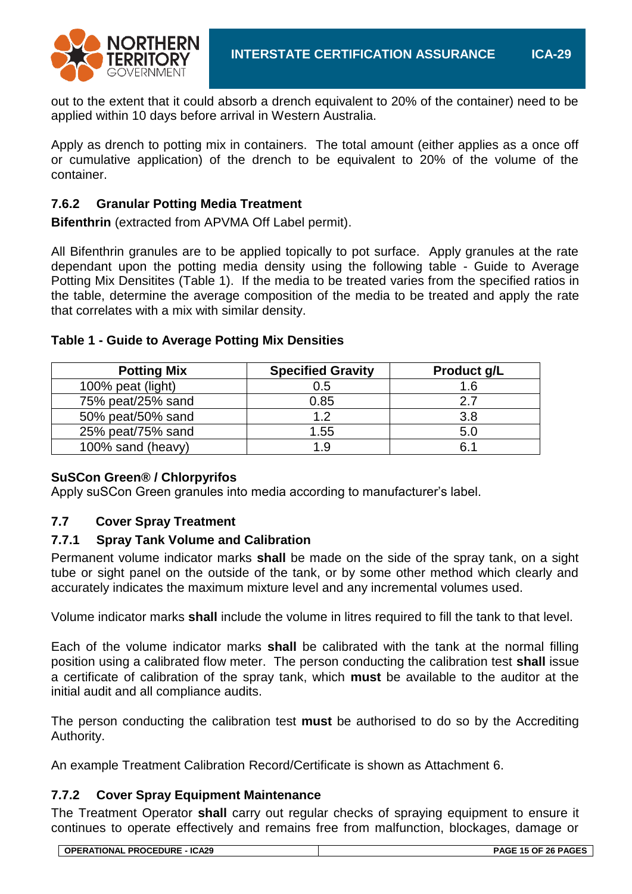out to the extent that it could absorb a drench equivalent to 20% of the container) need to be applied within 10 days before arrival in Western Australia.

Apply as drench to potting mix in containers. The total amount (either applies as a once off or cumulative application) of the drench to be equivalent to 20% of the volume of the container.

### 7.6.2 Granular Potting Media Treatment

**Bifenthrin** (extracted from APVMA Off Label permit).

All Bifenthrin granules are to be applied topically to pot surface. Apply granules at the rate dependant upon the potting media density using the following table - Guide to Average Potting Mix Densitites (Table 1). If the media to be treated varies from the specified ratios in the table, determine the average composition of the media to be treated and apply the rate that correlates with a mix with similar density.

**Table 1 - Guide to Average Potting Mix Densities**

| Potting Mix | Specified Gravity | Product g/L |
|---|---|---|
| 100% peat (light) | 0.5 | 1.6 |
| 75% peat/25% sand | 0.85 | 2.7 |
| 50% peat/50% sand | 1.2 | 3.8 |
| 25% peat/75% sand | 1.55 | 5.0 |
| 100% sand (heavy) | 1.9 | 6.1 |

**SuSCon Green® / Chlorpyrifos**

Apply suSCon Green granules into media according to manufacturer's label.

## 7.7 Cover Spray Treatment

### 7.7.1 Spray Tank Volume and Calibration

Permanent volume indicator marks **shall** be made on the side of the spray tank, on a sight tube or sight panel on the outside of the tank, or by some other method which clearly and accurately indicates the maximum mixture level and any incremental volumes used.

Volume indicator marks **shall** include the volume in litres required to fill the tank to that level.

Each of the volume indicator marks **shall** be calibrated with the tank at the normal filling position using a calibrated flow meter. The person conducting the calibration test **shall** issue a certificate of calibration of the spray tank, which **must** be available to the auditor at the initial audit and all compliance audits.

The person conducting the calibration test **must** be authorised to do so by the Accrediting Authority.

An example Treatment Calibration Record/Certificate is shown as Attachment 6.

### 7.7.2 Cover Spray Equipment Maintenance

The Treatment Operator **shall** carry out regular checks of spraying equipment to ensure it continues to operate effectively and remains free from malfunction, blockages, damage or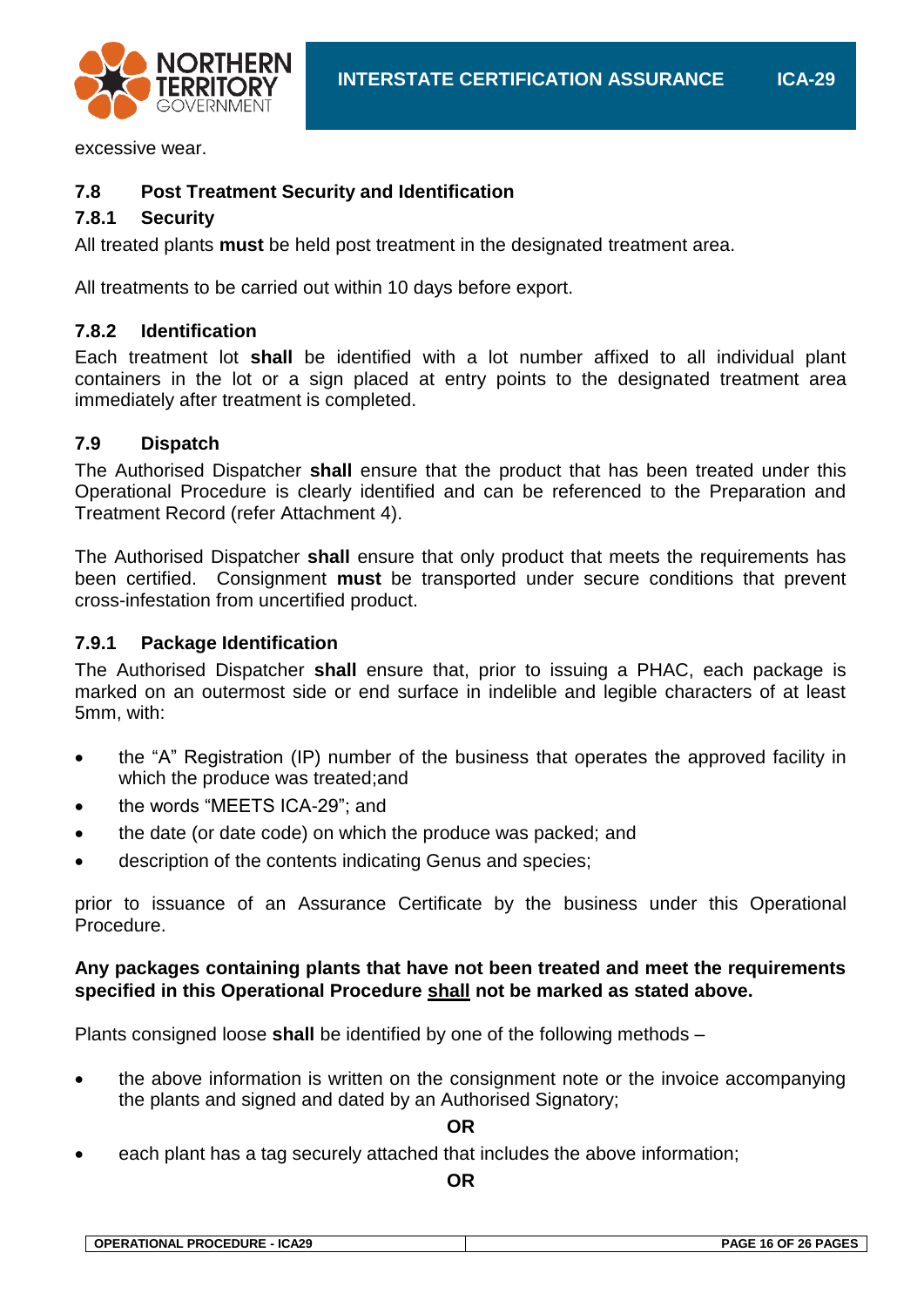excessive wear.

### 7.8 Post Treatment Security and Identification

#### 7.8.1 Security

All treated plants **must** be held post treatment in the designated treatment area.

All treatments to be carried out within 10 days before export.

#### 7.8.2 Identification

Each treatment lot **shall** be identified with a lot number affixed to all individual plant containers in the lot or a sign placed at entry points to the designated treatment area immediately after treatment is completed.

### 7.9 Dispatch

The Authorised Dispatcher **shall** ensure that the product that has been treated under this Operational Procedure is clearly identified and can be referenced to the Preparation and Treatment Record (refer Attachment 4).

The Authorised Dispatcher **shall** ensure that only product that meets the requirements has been certified. Consignment **must** be transported under secure conditions that prevent cross-infestation from uncertified product.

#### 7.9.1 Package Identification

The Authorised Dispatcher **shall** ensure that, prior to issuing a PHAC, each package is marked on an outermost side or end surface in indelible and legible characters of at least 5mm, with:

- the "A" Registration (IP) number of the business that operates the approved facility in which the produce was treated;and
- the words "MEETS ICA-29"; and
- the date (or date code) on which the produce was packed; and
- description of the contents indicating Genus and species;

prior to issuance of an Assurance Certificate by the business under this Operational Procedure.

**Any packages containing plants that have not been treated and meet the requirements specified in this Operational Procedure <u>shall</u> not be marked as stated above.**

Plants consigned loose **shall** be identified by one of the following methods –

- the above information is written on the consignment note or the invoice accompanying the plants and signed and dated by an Authorised Signatory;

**OR**

- each plant has a tag securely attached that includes the above information;

**OR**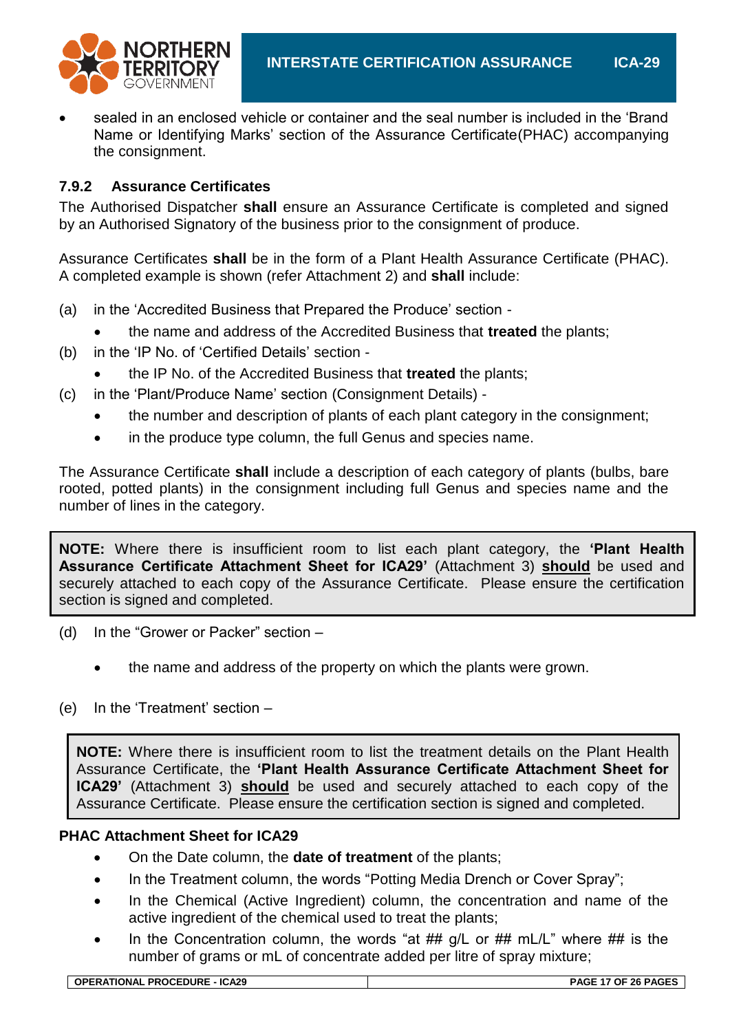- sealed in an enclosed vehicle or container and the seal number is included in the 'Brand Name or Identifying Marks' section of the Assurance Certificate(PHAC) accompanying the consignment.

### 7.9.2 Assurance Certificates

The Authorised Dispatcher **shall** ensure an Assurance Certificate is completed and signed by an Authorised Signatory of the business prior to the consignment of produce.

Assurance Certificates **shall** be in the form of a Plant Health Assurance Certificate (PHAC). A completed example is shown (refer Attachment 2) and **shall** include:

(a) in the 'Accredited Business that Prepared the Produce' section -
   - the name and address of the Accredited Business that **treated** the plants;

(b) in the 'IP No. of 'Certified Details' section -
   - the IP No. of the Accredited Business that **treated** the plants;

(c) in the 'Plant/Produce Name' section (Consignment Details) -
   - the number and description of plants of each plant category in the consignment;
   - in the produce type column, the full Genus and species name.

The Assurance Certificate **shall** include a description of each category of plants (bulbs, bare rooted, potted plants) in the consignment including full Genus and species name and the number of lines in the category.

> **NOTE:** Where there is insufficient room to list each plant category, the **'Plant Health Assurance Certificate Attachment Sheet for ICA29'** (Attachment 3) **<u>should</u>** be used and securely attached to each copy of the Assurance Certificate. Please ensure the certification section is signed and completed.

(d) In the "Grower or Packer" section –
   - the name and address of the property on which the plants were grown.

(e) In the 'Treatment' section –

> **NOTE:** Where there is insufficient room to list the treatment details on the Plant Health Assurance Certificate, the **'Plant Health Assurance Certificate Attachment Sheet for ICA29'** (Attachment 3) **<u>should</u>** be used and securely attached to each copy of the Assurance Certificate. Please ensure the certification section is signed and completed.

**PHAC Attachment Sheet for ICA29**

- On the Date column, the **date of treatment** of the plants;
- In the Treatment column, the words "Potting Media Drench or Cover Spray";
- In the Chemical (Active Ingredient) column, the concentration and name of the active ingredient of the chemical used to treat the plants;
- In the Concentration column, the words "at ## g/L or ## mL/L" where ## is the number of grams or mL of concentrate added per litre of spray mixture;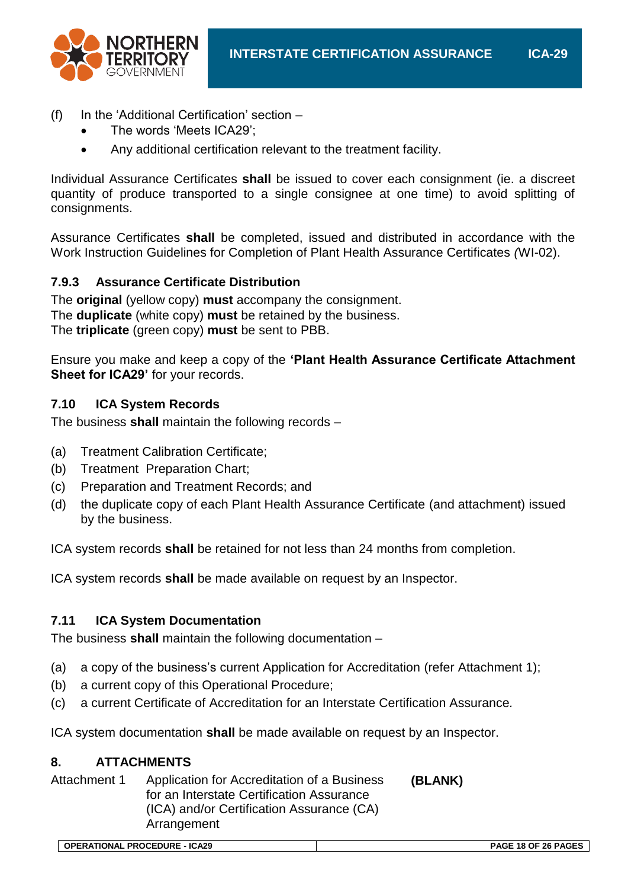(f) In the 'Additional Certification' section –
- The words 'Meets ICA29';
- Any additional certification relevant to the treatment facility.

Individual Assurance Certificates **shall** be issued to cover each consignment (ie. a discreet quantity of produce transported to a single consignee at one time) to avoid splitting of consignments.

Assurance Certificates **shall** be completed, issued and distributed in accordance with the Work Instruction Guidelines for Completion of Plant Health Assurance Certificates *(*WI-02).

### 7.9.3 Assurance Certificate Distribution

The **original** (yellow copy) **must** accompany the consignment.
The **duplicate** (white copy) **must** be retained by the business.
The **triplicate** (green copy) **must** be sent to PBB.

Ensure you make and keep a copy of the **'Plant Health Assurance Certificate Attachment Sheet for ICA29'** for your records.

### 7.10 ICA System Records

The business **shall** maintain the following records –

(a) Treatment Calibration Certificate;
(b) Treatment Preparation Chart;
(c) Preparation and Treatment Records; and
(d) the duplicate copy of each Plant Health Assurance Certificate (and attachment) issued by the business.

ICA system records **shall** be retained for not less than 24 months from completion.

ICA system records **shall** be made available on request by an Inspector.

### 7.11 ICA System Documentation

The business **shall** maintain the following documentation –

(a) a copy of the business's current Application for Accreditation (refer Attachment 1);
(b) a current copy of this Operational Procedure;
(c) a current Certificate of Accreditation for an Interstate Certification Assurance.

ICA system documentation **shall** be made available on request by an Inspector.

## 8. ATTACHMENTS

Attachment 1 Application for Accreditation of a Business for an Interstate Certification Assurance (ICA) and/or Certification Assurance (CA) Arrangement **(BLANK)**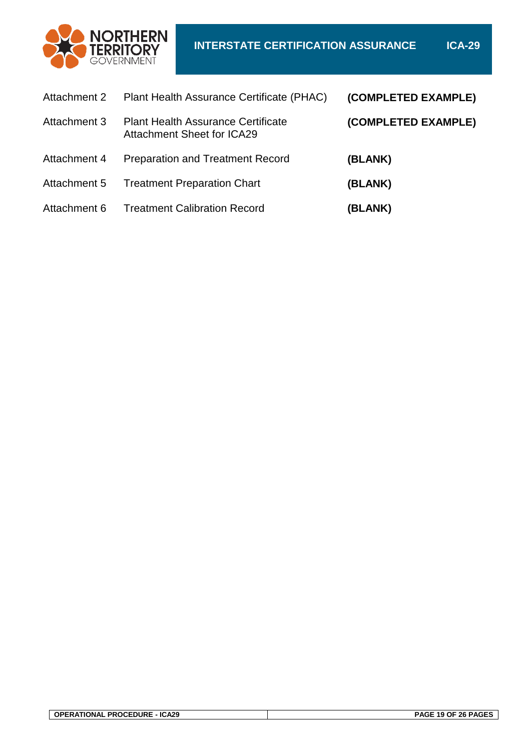| | | |
|---|---|---|
| Attachment 2 | Plant Health Assurance Certificate (PHAC) | **(COMPLETED EXAMPLE)** |
| Attachment 3 | Plant Health Assurance Certificate Attachment Sheet for ICA29 | **(COMPLETED EXAMPLE)** |
| Attachment 4 | Preparation and Treatment Record | **(BLANK)** |
| Attachment 5 | Treatment Preparation Chart | **(BLANK)** |
| Attachment 6 | Treatment Calibration Record | **(BLANK)** |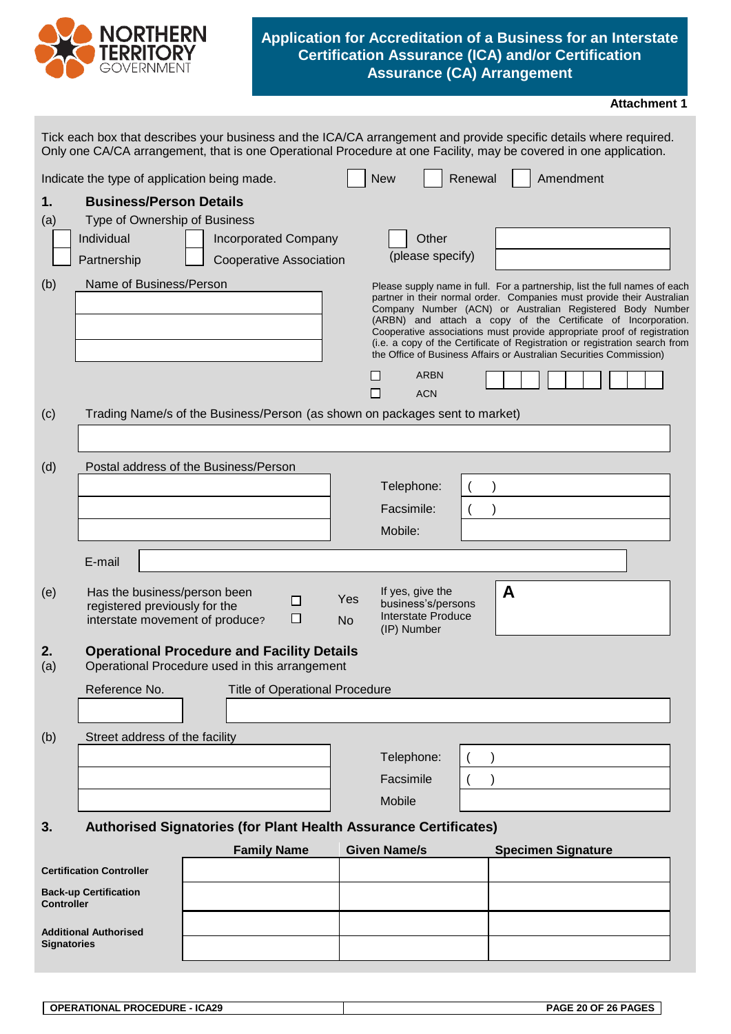NORTHERN TERRITORY GOVERNMENT

# Application for Accreditation of a Business for an Interstate Certification Assurance (ICA) and/or Certification Assurance (CA) Arrangement

**Attachment 1**

Tick each box that describes your business and the ICA/CA arrangement and provide specific details where required. Only one CA/CA arrangement, that is one Operational Procedure at one Facility, may be covered in one application.

Indicate the type of application being made. ☐ New ☐ Renewal ☐ Amendment

## 1. Business/Person Details

(a) Type of Ownership of Business

☐ Individual ☐ Incorporated Company ☐ Other (please specify) ____________

☐ Partnership ☐ Cooperative Association

(b) Name of Business/Person

____________

____________

____________

Please supply name in full. For a partnership, list the full names of each partner in their normal order. Companies must provide their Australian Company Number (ACN) or Australian Registered Body Number (ARBN) and attach a copy of the Certificate of Incorporation. Cooperative associations must provide appropriate proof of registration (i.e. a copy of the Certificate of Registration or registration search from the Office of Business Affairs or Australian Securities Commission)

☐ ARBN ☐ ACN ☐☐☐ ☐☐☐ ☐☐☐

(c) Trading Name/s of the Business/Person (as shown on packages sent to market)

____________

(d) Postal address of the Business/Person

____________

____________

____________

Telephone: ( )

Facsimile: ( )

Mobile:

E-mail ____________

(e) Has the business/person been registered previously for the interstate movement of produce? ☐ Yes ☐ No

If yes, give the business's/persons Interstate Produce (IP) Number: A

## 2. Operational Procedure and Facility Details

(a) Operational Procedure used in this arrangement

| Reference No. | Title of Operational Procedure |
|---|---|
| | |

(b) Street address of the facility

____________

____________

____________

Telephone: ( )

Facsimile ( )

Mobile

## 3. Authorised Signatories (for Plant Health Assurance Certificates)

| | Family Name | Given Name/s | Specimen Signature |
|---|---|---|---|
| **Certification Controller** | | | |
| **Back-up Certification Controller** | | | |
| **Additional Authorised Signatories** | | | |
| | | | |

**OPERATIONAL PROCEDURE - ICA29**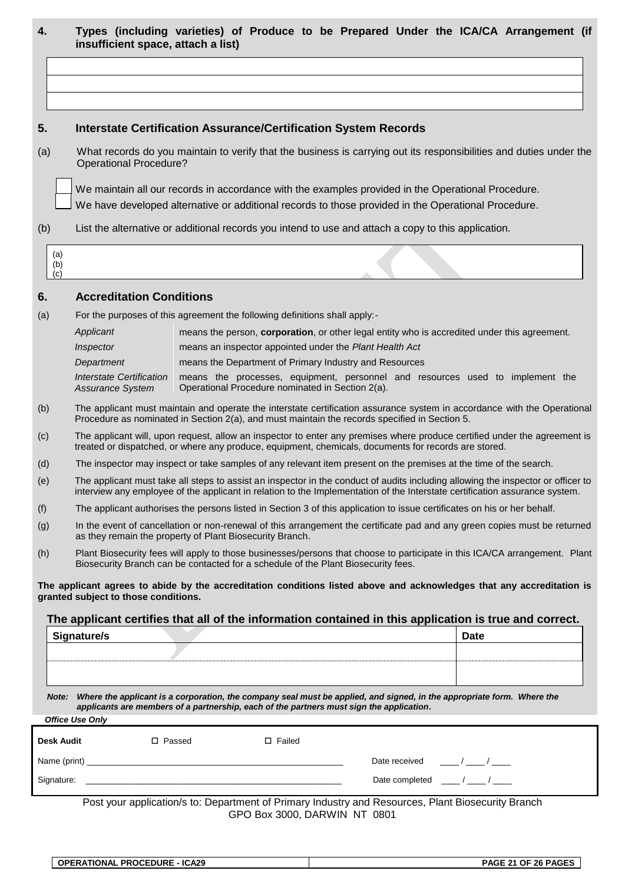## 4. Types (including varieties) of Produce to be Prepared Under the ICA/CA Arrangement (if insufficient space, attach a list)

| |
|---|
| |
| |
| |

## 5. Interstate Certification Assurance/Certification System Records

(a) What records do you maintain to verify that the business is carrying out its responsibilities and duties under the Operational Procedure?

☐ We maintain all our records in accordance with the examples provided in the Operational Procedure.

☐ We have developed alternative or additional records to those provided in the Operational Procedure.

(b) List the alternative or additional records you intend to use and attach a copy to this application.

| |
|---|
| (a)<br>(b)<br>(c) |

## 6. Accreditation Conditions

(a) For the purposes of this agreement the following definitions shall apply:-

| | |
|---|---|
| *Applicant* | means the person, **corporation**, or other legal entity who is accredited under this agreement. |
| *Inspector* | means an inspector appointed under the *Plant Health Act* |
| *Department* | means the Department of Primary Industry and Resources |
| *Interstate Certification Assurance System* | means the processes, equipment, personnel and resources used to implement the Operational Procedure nominated in Section 2(a). |

(b) The applicant must maintain and operate the interstate certification assurance system in accordance with the Operational Procedure as nominated in Section 2(a), and must maintain the records specified in Section 5.

(c) The applicant will, upon request, allow an inspector to enter any premises where produce certified under the agreement is treated or dispatched, or where any produce, equipment, chemicals, documents for records are stored.

(d) The inspector may inspect or take samples of any relevant item present on the premises at the time of the search.

(e) The applicant must take all steps to assist an inspector in the conduct of audits including allowing the inspector or officer to interview any employee of the applicant in relation to the Implementation of the Interstate certification assurance system.

(f) The applicant authorises the persons listed in Section 3 of this application to issue certificates on his or her behalf.

(g) In the event of cancellation or non-renewal of this arrangement the certificate pad and any green copies must be returned as they remain the property of Plant Biosecurity Branch.

(h) Plant Biosecurity fees will apply to those businesses/persons that choose to participate in this ICA/CA arrangement. Plant Biosecurity Branch can be contacted for a schedule of the Plant Biosecurity fees.

**The applicant agrees to abide by the accreditation conditions listed above and acknowledges that any accreditation is granted subject to those conditions.**

**The applicant certifies that all of the information contained in this application is true and correct.**

| Signature/s | Date |
|---|---|
| | |
| | |

***Note:** Where the applicant is a corporation, the company seal must be applied, and signed, in the appropriate form. Where the applicants are members of a partnership, each of the partners must sign the application.*

*Office Use Only*

| | | | |
|---|---|---|---|
| **Desk Audit** | ☐ Passed | ☐ Failed | |
| Name (print) ______________________________ | | | Date received ____ / ____ / ____ |
| Signature: ______________________________ | | | Date completed ____ / ____ / ____ |

Post your application/s to: Department of Primary Industry and Resources, Plant Biosecurity Branch
GPO Box 3000, DARWIN NT 0801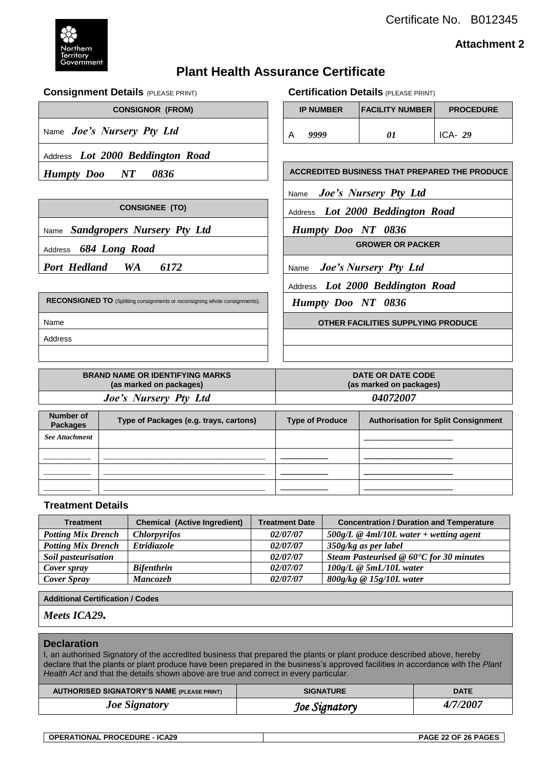Certificate No. B012345

**Attachment 2**

Northern Territory Government

# Plant Health Assurance Certificate

## Consignment Details (PLEASE PRINT)

| CONSIGNOR (FROM) |
|---|
| Name *Joe's Nursery Pty Ltd* |
| Address *Lot 2000 Beddington Road* |
| *Humpty Doo NT 0836* |

| CONSIGNEE (TO) |
|---|
| Name *Sandgropers Nursery Pty Ltd* |
| Address *684 Long Road* |
| *Port Hedland WA 6172* |

| RECONSIGNED TO (Splitting consignments or reconsigning whole consignments). |
|---|
| Name |
| Address |
| |

## Certification Details (PLEASE PRINT)

| IP NUMBER | FACILITY NUMBER | PROCEDURE |
|---|---|---|
| A *9999* | *01* | ICA- *29* |

| ACCREDITED BUSINESS THAT PREPARED THE PRODUCE |
|---|
| Name *Joe's Nursery Pty Ltd* |
| Address *Lot 2000 Beddington Road* |
| *Humpty Doo NT 0836* |

| GROWER OR PACKER |
|---|
| Name *Joe's Nursery Pty Ltd* |
| Address *Lot 2000 Beddington Road* |
| *Humpty Doo NT 0836* |

| OTHER FACILITIES SUPPLYING PRODUCE |
|---|
| |
| |

| BRAND NAME OR IDENTIFYING MARKS (as marked on packages) | DATE OR DATE CODE (as marked on packages) |
|---|---|
| *Joe's Nursery Pty Ltd* | *04072007* |

| Number of Packages | Type of Packages (e.g. trays, cartons) | Type of Produce | Authorisation for Split Consignment |
|---|---|---|---|
| *See Attachment* | | | |
| | | | |
| | | | |
| | | | |

## Treatment Details

| Treatment | Chemical (Active Ingredient) | Treatment Date | Concentration / Duration and Temperature |
|---|---|---|---|
| *Potting Mix Drench* | *Chlorpyrifos* | *02/07/07* | *500g/L @ 4ml/10L water + wetting agent* |
| *Potting Mix Drench* | *Etridiazole* | *02/07/07* | *350g/kg as per label* |
| *Soil pasteurisation* | | *02/07/07* | *Steam Pasteurised @ 60°C for 30 minutes* |
| *Cover spray* | *Bifenthrin* | *02/07/07* | *100g/L @ 5mL/10L water* |
| *Cover Spray* | *Mancozeb* | *02/07/07* | *800g/kg @ 15g/10L water* |

| Additional Certification / Codes |
|---|
| *Meets ICA29.* |

## Declaration

I, an authorised Signatory of the accredited business that prepared the plants or plant produce described above, hereby declare that the plants or plant produce have been prepared in the business's approved facilities in accordance with the *Plant Health Act* and that the details shown above are true and correct in every particular.

| AUTHORISED SIGNATORY'S NAME (PLEASE PRINT) | SIGNATURE | DATE |
|---|---|---|
| *Joe Signatory* | *Joe Signatory* | *4/7/2007* |

OPERATIONAL PROCEDURE - ICA29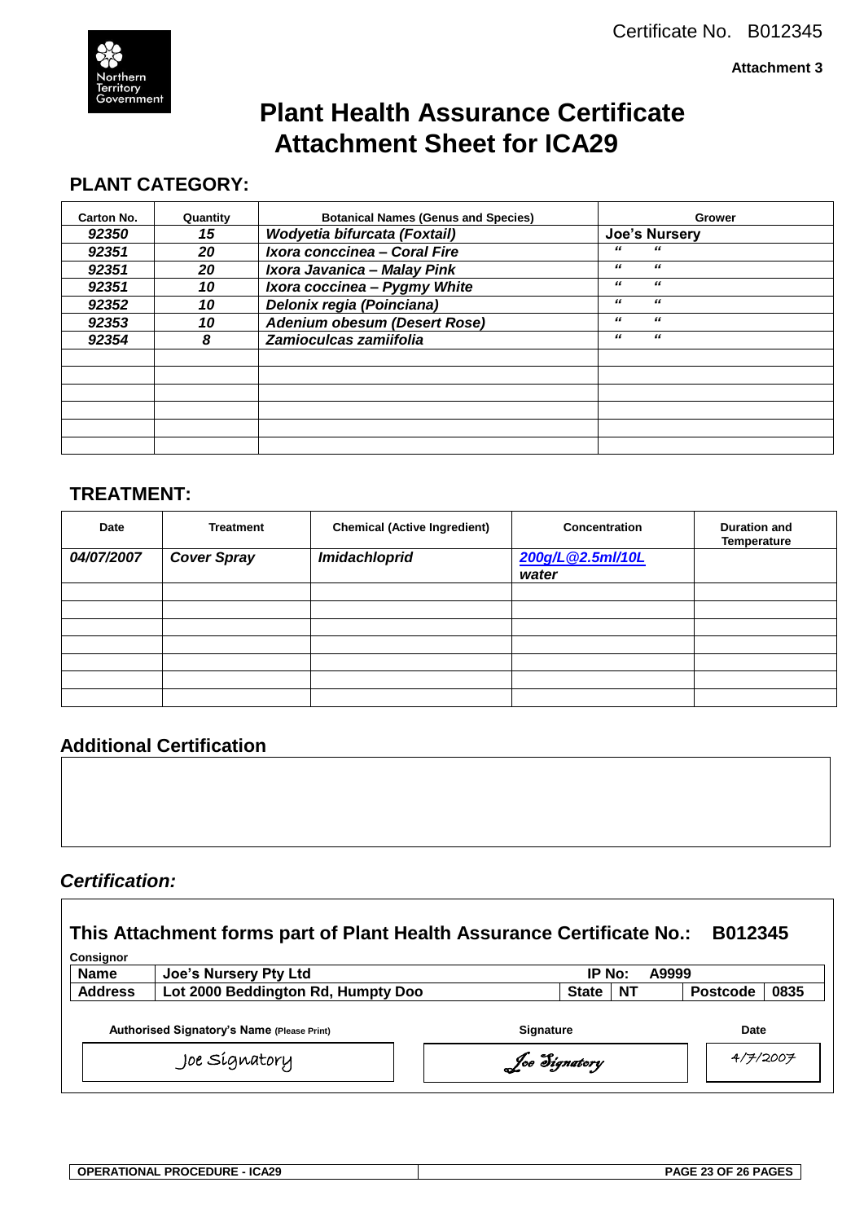Certificate No. B012345

**Attachment 3**

Northern Territory Government

# Plant Health Assurance Certificate Attachment Sheet for ICA29

## PLANT CATEGORY:

| Carton No. | Quantity | Botanical Names (Genus and Species) | Grower |
|---|---|---|---|
| ***92350*** | ***15*** | ***Wodyetia bifurcata (Foxtail)*** | **Joe's Nursery** |
| ***92351*** | ***20*** | ***Ixora conccinea – Coral Fire*** | " " |
| ***92351*** | ***20*** | ***Ixora Javanica – Malay Pink*** | " " |
| ***92351*** | ***10*** | ***Ixora coccinea – Pygmy White*** | " " |
| ***92352*** | ***10*** | ***Delonix regia (Poinciana)*** | " " |
| ***92353*** | ***10*** | ***Adenium obesum (Desert Rose)*** | " " |
| ***92354*** | ***8*** | ***Zamioculcas zamiifolia*** | " " |
| | | | |
| | | | |
| | | | |
| | | | |
| | | | |
| | | | |

## TREATMENT:

| Date | Treatment | Chemical (Active Ingredient) | Concentration | Duration and Temperature |
|---|---|---|---|---|
| ***04/07/2007*** | ***Cover Spray*** | ***Imidachloprid*** | ***200g/L@2.5ml/10L water*** | |
| | | | | |
| | | | | |
| | | | | |
| | | | | |
| | | | | |
| | | | | |
| | | | | |

## Additional Certification

## *Certification:*

**This Attachment forms part of Plant Health Assurance Certificate No.: B012345**

**Consignor**

| | | | | | |
|---|---|---|---|---|---|
| **Name** | **Joe's Nursery Pty Ltd** | **IP No:** | **A9999** | | |
| **Address** | **Lot 2000 Beddington Rd, Humpty Doo** | **State** | **NT** | **Postcode** | **0835** |

| Authorised Signatory's Name (Please Print) | Signature | Date |
|---|---|---|
| Joe Signatory | Joe Signatory | 4/7/2007 |

OPERATIONAL PROCEDURE - ICA29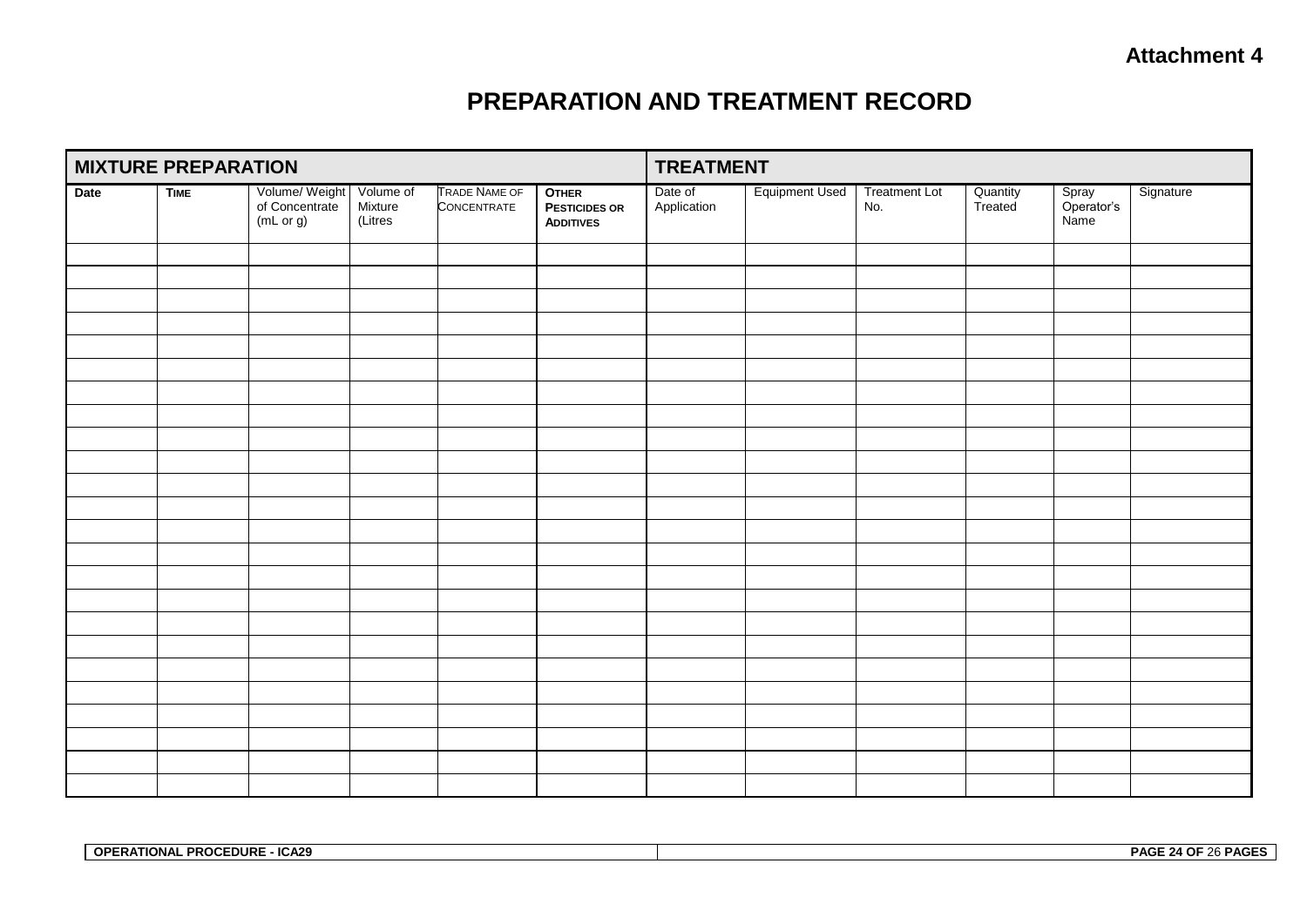**Attachment 4**

# PREPARATION AND TREATMENT RECORD

| MIXTURE PREPARATION | | | | | | TREATMENT | | | | | |
|---|---|---|---|---|---|---|---|---|---|---|---|
| Date | TIME | Volume/ Weight of Concentrate (mL or g) | Volume of Mixture (Litres | TRADE NAME OF CONCENTRATE | OTHER PESTICIDES OR ADDITIVES | Date of Application | Equipment Used | Treatment Lot No. | Quantity Treated | Spray Operator's Name | Signature |
| | | | | | | | | | | | |
| | | | | | | | | | | | |
| | | | | | | | | | | | |
| | | | | | | | | | | | |
| | | | | | | | | | | | |
| | | | | | | | | | | | |
| | | | | | | | | | | | |
| | | | | | | | | | | | |
| | | | | | | | | | | | |
| | | | | | | | | | | | |
| | | | | | | | | | | | |
| | | | | | | | | | | | |
| | | | | | | | | | | | |
| | | | | | | | | | | | |
| | | | | | | | | | | | |
| | | | | | | | | | | | |
| | | | | | | | | | | | |
| | | | | | | | | | | | |
| | | | | | | | | | | | |
| | | | | | | | | | | | |
| | | | | | | | | | | | |
| | | | | | | | | | | | |
| | | | | | | | | | | | |
| | | | | | | | | | | | |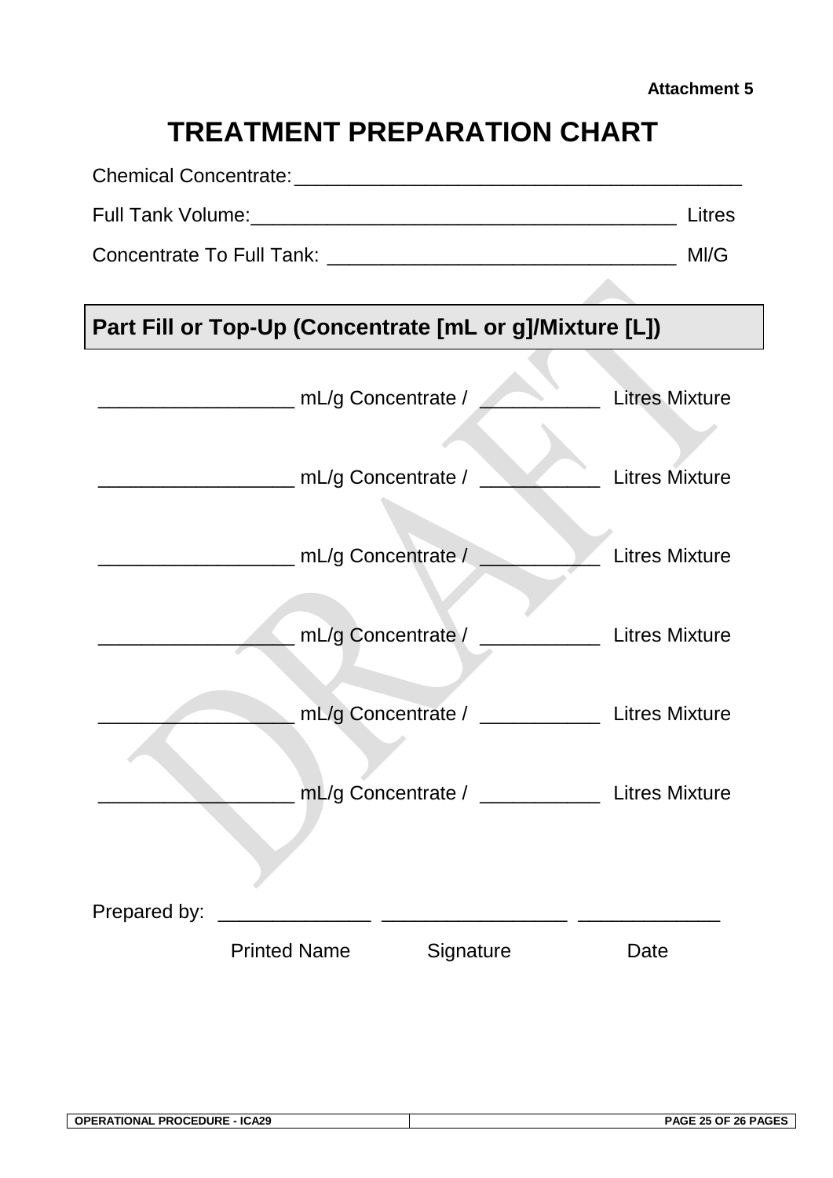Attachment 5

# TREATMENT PREPARATION CHART

Chemical Concentrate: ___________________________________________

Full Tank Volume: ________________________________________ Litres

Concentrate To Full Tank: ________________________________ Ml/G

## Part Fill or Top-Up (Concentrate [mL or g]/Mixture [L])

__________________ mL/g Concentrate / ___________ Litres Mixture

__________________ mL/g Concentrate / ___________ Litres Mixture

__________________ mL/g Concentrate / ___________ Litres Mixture

__________________ mL/g Concentrate / ___________ Litres Mixture

__________________ mL/g Concentrate / ___________ Litres Mixture

__________________ mL/g Concentrate / ___________ Litres Mixture

Prepared by: ______________ _________________ _____________

Printed Name Signature Date

DRAFT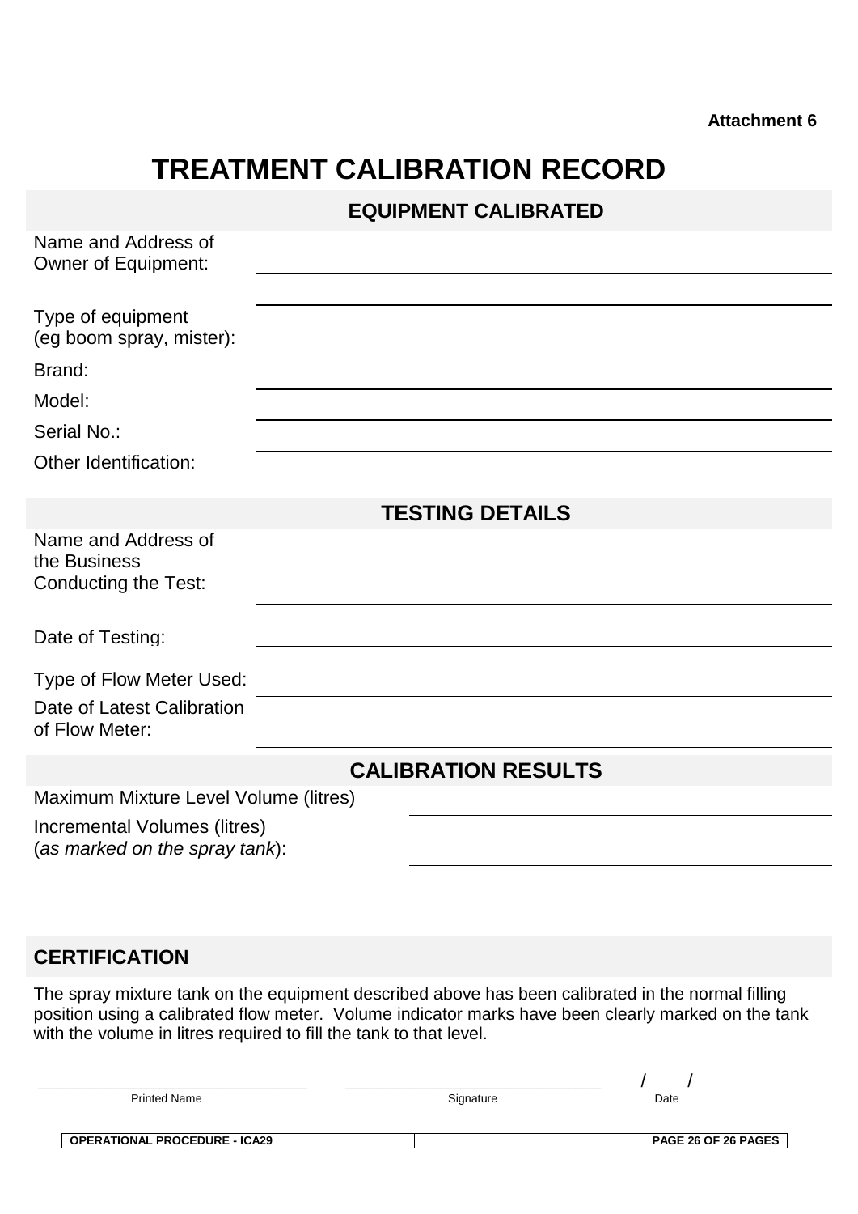Attachment 6

# TREATMENT CALIBRATION RECORD

## EQUIPMENT CALIBRATED

Name and Address of Owner of Equipment: ____________________

____________________

Type of equipment (eg boom spray, mister): ____________________

Brand: ____________________

Model: ____________________

Serial No.: ____________________

Other Identification: ____________________

## TESTING DETAILS

Name and Address of the Business Conducting the Test: ____________________

Date of Testing: ____________________

Type of Flow Meter Used: ____________________

Date of Latest Calibration of Flow Meter: ____________________

## CALIBRATION RESULTS

Maximum Mixture Level Volume (litres) ____________________

Incremental Volumes (litres) (*as marked on the spray tank*): ____________________

____________________

## CERTIFICATION

The spray mixture tank on the equipment described above has been calibrated in the normal filling position using a calibrated flow meter. Volume indicator marks have been clearly marked on the tank with the volume in litres required to fill the tank to that level.

| | | |
|---|---|---|
| ____________________ | ____________________ | / / |
| Printed Name | Signature | Date |

OPERATIONAL PROCEDURE - ICA29